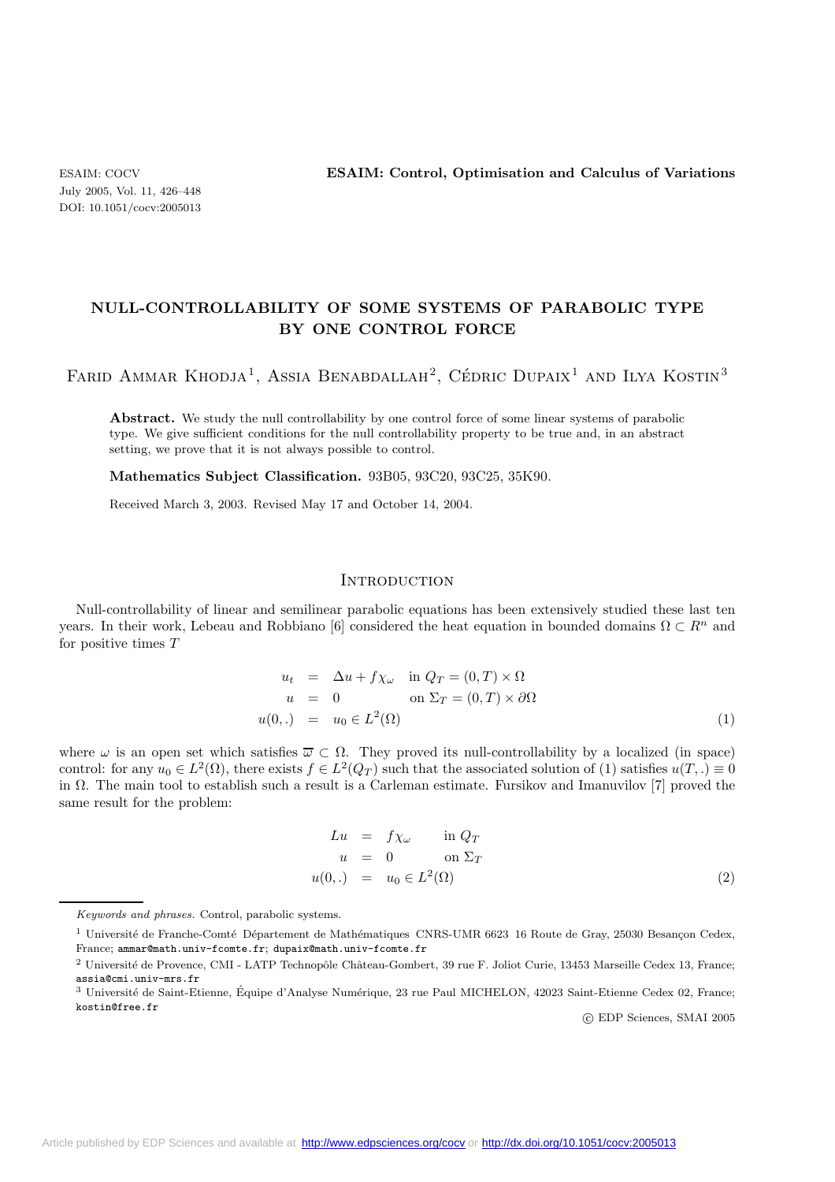# NULL-CONTROLLABILITY OF SOME SYSTEMS OF PARABOLIC TYPE BY ONE CONTROL FORCE

Farid Ammar Khodja[1], Assia Benabdallah[2], Cédric Dupaix[1] and Ilya Kostin[3]

**Abstract.** We study the null controllability by one control force of some linear systems of parabolic type. We give sufficient conditions for the null controllability property to be true and, in an abstract setting, we prove that it is not always possible to control.

**Mathematics Subject Classification.** 93B05, 93C20, 93C25, 35K90.

Received March 3, 2003. Revised May 17 and October 14, 2004.

## Introduction

Null-controllability of linear and semilinear parabolic equations has been extensively studied these last ten years. In their work, Lebeau and Robbiano [6] considered the heat equation in bounded domains $\Omega \subset R^n$ and for positive times $T$

$$
\begin{aligned}
u_t &= \Delta u + f\chi_\omega \quad \text{in } Q_T = (0,T)\times\Omega \\
u &= 0 \quad \text{on } \Sigma_T = (0,T)\times\partial\Omega \\
u(0,.) &= u_0 \in L^2(\Omega)
\end{aligned}
\tag{1}
$$

where $\omega$ is an open set which satisfies $\overline{\omega} \subset \Omega$. They proved its null-controllability by a localized (in space) control: for any $u_0 \in L^2(\Omega)$, there exists $f \in L^2(Q_T)$ such that the associated solution of (1) satisfies $u(T,.) \equiv 0$ in $\Omega$. The main tool to establish such a result is a Carleman estimate. Fursikov and Imanuvilov [7] proved the same result for the problem:

$$
\begin{aligned}
Lu &= f\chi_\omega \quad \text{in } Q_T \\
u &= 0 \quad \text{on } \Sigma_T \\
u(0,.) &= u_0 \in L^2(\Omega)
\end{aligned}
\tag{2}
$$

---

*Keywords and phrases.* Control, parabolic systems.

[1] Université de Franche-Comté Département de Mathématiques CNRS-UMR 6623 16 Route de Gray, 25030 Besançon Cedex, France; ammar@math.univ-fcomte.fr; dupaix@math.univ-fcomte.fr

[2] Université de Provence, CMI - LATP Technopôle Château-Gombert, 39 rue F. Joliot Curie, 13453 Marseille Cedex 13, France; assia@cmi.univ-mrs.fr

[3] Université de Saint-Etienne, Équipe d'Analyse Numérique, 23 rue Paul MICHELON, 42023 Saint-Etienne Cedex 02, France; kostin@free.fr

© EDP Sciences, SMAI 2005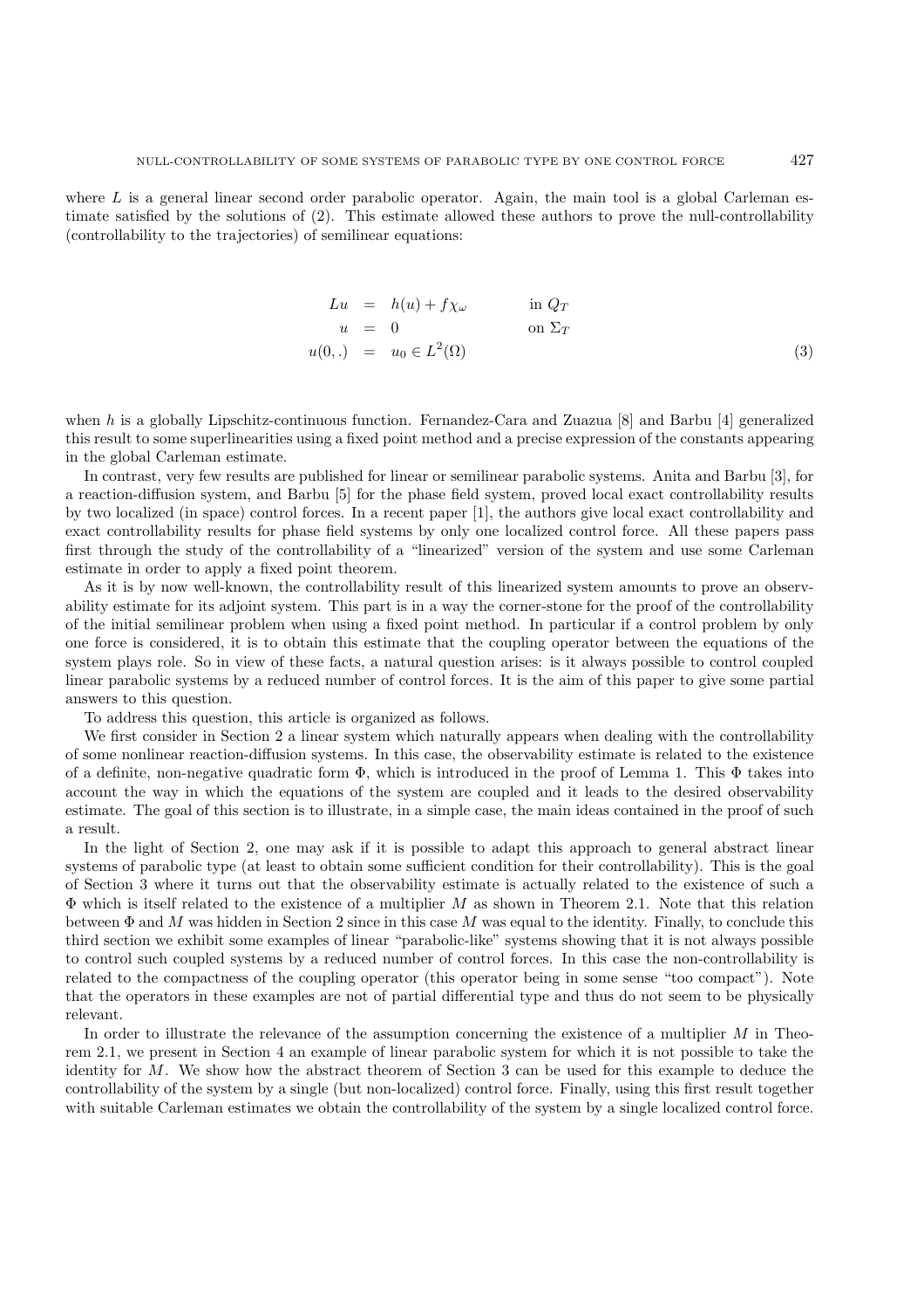where $L$ is a general linear second order parabolic operator. Again, the main tool is a global Carleman estimate satisfied by the solutions of (2). This estimate allowed these authors to prove the null-controllability (controllability to the trajectories) of semilinear equations:

$$
\begin{aligned}
Lu &= h(u) + f\chi_\omega && \text{in } Q_T \\
u &= 0 && \text{on } \Sigma_T \\
u(0,.) &= u_0 \in L^2(\Omega)
\end{aligned} \tag{3}
$$

when $h$ is a globally Lipschitz-continuous function. Fernandez-Cara and Zuazua [8] and Barbu [4] generalized this result to some superlinearities using a fixed point method and a precise expression of the constants appearing in the global Carleman estimate.

In contrast, very few results are published for linear or semilinear parabolic systems. Anita and Barbu [3], for a reaction-diffusion system, and Barbu [5] for the phase field system, proved local exact controllability results by two localized (in space) control forces. In a recent paper [1], the authors give local exact controllability and exact controllability results for phase field systems by only one localized control force. All these papers pass first through the study of the controllability of a "linearized" version of the system and use some Carleman estimate in order to apply a fixed point theorem.

As it is by now well-known, the controllability result of this linearized system amounts to prove an observability estimate for its adjoint system. This part is in a way the corner-stone for the proof of the controllability of the initial semilinear problem when using a fixed point method. In particular if a control problem by only one force is considered, it is to obtain this estimate that the coupling operator between the equations of the system plays role. So in view of these facts, a natural question arises: is it always possible to control coupled linear parabolic systems by a reduced number of control forces. It is the aim of this paper to give some partial answers to this question.

To address this question, this article is organized as follows.

We first consider in Section 2 a linear system which naturally appears when dealing with the controllability of some nonlinear reaction-diffusion systems. In this case, the observability estimate is related to the existence of a definite, non-negative quadratic form $\Phi$, which is introduced in the proof of Lemma 1. This $\Phi$ takes into account the way in which the equations of the system are coupled and it leads to the desired observability estimate. The goal of this section is to illustrate, in a simple case, the main ideas contained in the proof of such a result.

In the light of Section 2, one may ask if it is possible to adapt this approach to general abstract linear systems of parabolic type (at least to obtain some sufficient condition for their controllability). This is the goal of Section 3 where it turns out that the observability estimate is actually related to the existence of such a $\Phi$ which is itself related to the existence of a multiplier $M$ as shown in Theorem 2.1. Note that this relation between $\Phi$ and $M$ was hidden in Section 2 since in this case $M$ was equal to the identity. Finally, to conclude this third section we exhibit some examples of linear "parabolic-like" systems showing that it is not always possible to control such coupled systems by a reduced number of control forces. In this case the non-controllability is related to the compactness of the coupling operator (this operator being in some sense "too compact"). Note that the operators in these examples are not of partial differential type and thus do not seem to be physically relevant.

In order to illustrate the relevance of the assumption concerning the existence of a multiplier $M$ in Theorem 2.1, we present in Section 4 an example of linear parabolic system for which it is not possible to take the identity for $M$. We show how the abstract theorem of Section 3 can be used for this example to deduce the controllability of the system by a single (but non-localized) control force. Finally, using this first result together with suitable Carleman estimates we obtain the controllability of the system by a single localized control force.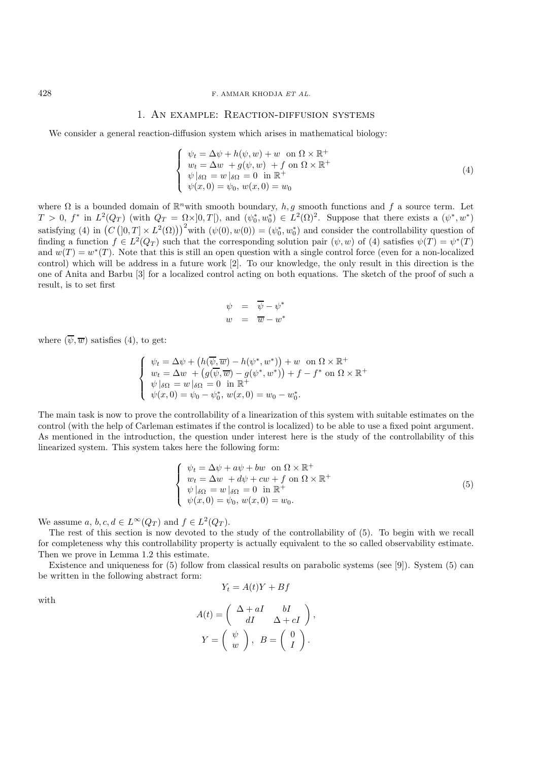## 1. An example: Reaction-diffusion systems

We consider a general reaction-diffusion system which arises in mathematical biology:

$$
\left\{\begin{array}{l}
\psi_t = \Delta\psi + h(\psi, w) + w \;\text{ on } \Omega\times\mathbb{R}^+ \\
w_t = \Delta w \;+ g(\psi, w) \;+ f \text{ on } \Omega\times\mathbb{R}^+ \\
\psi\,|_{\delta\Omega} = w\,|_{\delta\Omega} = 0 \;\text{ in } \mathbb{R}^+ \\
\psi(x,0) = \psi_0,\; w(x,0) = w_0
\end{array}\right. \tag{4}
$$

where $\Omega$ is a bounded domain of $\mathbb{R}^n$with smooth boundary, $h, g$ smooth functions and $f$ a source term. Let $T > 0$, $f^*$ in $L^2(Q_T)$ (with $Q_T = \Omega\times]0,T[$), and $(\psi_0^*, w_0^*) \in L^2(\Omega)^2$. Suppose that there exists a $(\psi^*, w^*)$ satisfying (4) in $\left(C\left(]0,T]\times L^2(\Omega)\right)\right)^2$with $(\psi(0), w(0)) = (\psi_0^*, w_0^*)$ and consider the controllability question of finding a function $f \in L^2(Q_T)$ such that the corresponding solution pair $(\psi, w)$ of (4) satisfies $\psi(T) = \psi^*(T)$ and $w(T) = w^*(T)$. Note that this is still an open question with a single control force (even for a non-localized control) which will be address in a future work [2]. To our knowledge, the only result in this direction is the one of Anita and Barbu [3] for a localized control acting on both equations. The sketch of the proof of such a result, is to set first

$$
\begin{array}{rcl}
\psi & = & \overline{\psi} - \psi^* \\
w & = & \overline{w} - w^*
\end{array}
$$

where $(\overline{\psi}, \overline{w})$ satisfies (4), to get:

$$
\left\{\begin{array}{l}
\psi_t = \Delta\psi + \left(h(\overline{\psi}, \overline{w}) - h(\psi^*, w^*)\right) + w \;\text{ on } \Omega\times\mathbb{R}^+ \\
w_t = \Delta w \;+ \left(g(\overline{\psi}, \overline{w}) - g(\psi^*, w^*)\right) + f - f^* \text{ on } \Omega\times\mathbb{R}^+ \\
\psi\,|_{\delta\Omega} = w\,|_{\delta\Omega} = 0 \;\text{ in } \mathbb{R}^+ \\
\psi(x,0) = \psi_0 - \psi_0^*,\; w(x,0) = w_0 - w_0^*.
\end{array}\right.
$$

The main task is now to prove the controllability of a linearization of this system with suitable estimates on the control (with the help of Carleman estimates if the control is localized) to be able to use a fixed point argument. As mentioned in the introduction, the question under interest here is the study of the controllability of this linearized system. This system takes here the following form:

$$
\left\{\begin{array}{l}
\psi_t = \Delta\psi + a\psi + bw \;\text{ on } \Omega\times\mathbb{R}^+ \\
w_t = \Delta w \;+ d\psi + cw + f \text{ on } \Omega\times\mathbb{R}^+ \\
\psi\,|_{\delta\Omega} = w\,|_{\delta\Omega} = 0 \;\text{ in } \mathbb{R}^+ \\
\psi(x,0) = \psi_0,\; w(x,0) = w_0.
\end{array}\right. \tag{5}
$$

We assume $a, b, c, d \in L^\infty(Q_T)$ and $f \in L^2(Q_T)$.

The rest of this section is now devoted to the study of the controllability of (5). To begin with we recall for completeness why this controllability property is actually equivalent to the so called observability estimate. Then we prove in Lemma 1.2 this estimate.

Existence and uniqueness for (5) follow from classical results on parabolic systems (see [9]). System (5) can be written in the following abstract form:

$$
Y_t = A(t)Y + Bf
$$

with

$$
A(t) = \begin{pmatrix} \Delta + aI & bI \\ dI & \Delta + cI \end{pmatrix},
$$

$$
Y = \begin{pmatrix} \psi \\ w \end{pmatrix},\; B = \begin{pmatrix} 0 \\ I \end{pmatrix}.
$$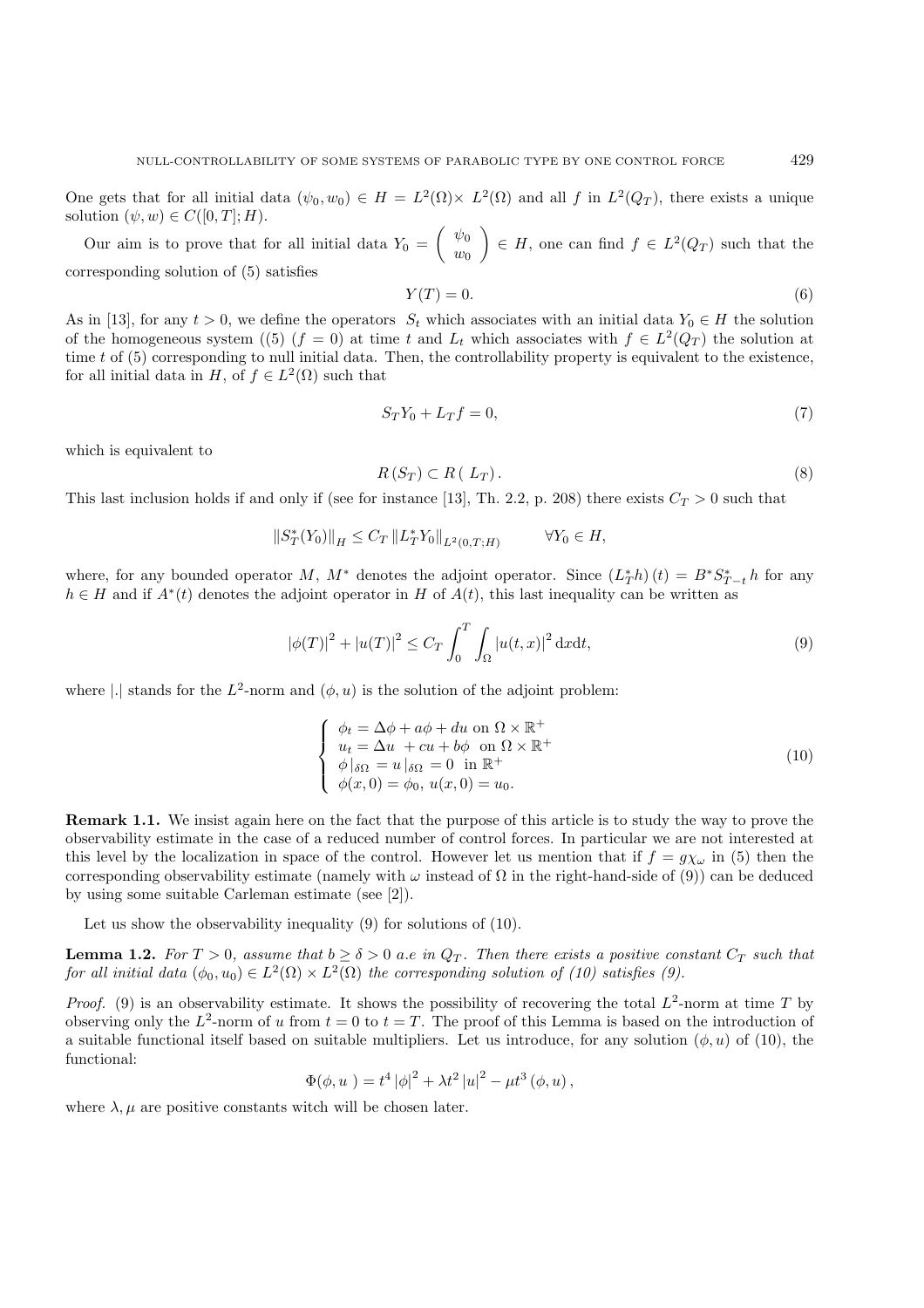One gets that for all initial data $(\psi_0, w_0) \in H = L^2(\Omega)\times L^2(\Omega)$ and all $f$ in $L^2(Q_T)$, there exists a unique solution $(\psi, w) \in C([0,T];H)$.

Our aim is to prove that for all initial data $Y_0 = \begin{pmatrix} \psi_0 \\ w_0 \end{pmatrix} \in H$, one can find $f \in L^2(Q_T)$ such that the corresponding solution of (5) satisfies

$$Y(T) = 0. \tag{6}$$

As in [13], for any $t > 0$, we define the operators $S_t$ which associates with an initial data $Y_0 \in H$ the solution of the homogeneous system ((5) $(f = 0)$ at time $t$ and $L_t$ which associates with $f \in L^2(Q_T)$ the solution at time $t$ of (5) corresponding to null initial data. Then, the controllability property is equivalent to the existence, for all initial data in $H$, of $f \in L^2(\Omega)$ such that

$$S_T Y_0 + L_T f = 0, \tag{7}$$

which is equivalent to

$$R\,(S_T) \subset R\,(\,L_T)\,. \tag{8}$$

This last inclusion holds if and only if (see for instance [13], Th. 2.2, p. 208) there exists $C_T > 0$ such that

$$\|S_T^*(Y_0)\|_H \leq C_T\,\|L_T^* Y_0\|_{L^2(0,T;H)} \qquad \forall Y_0 \in H,$$

where, for any bounded operator $M$, $M^*$ denotes the adjoint operator. Since $(L_T^* h)\,(t) = B^* S_{T-t}^*\,h$ for any $h \in H$ and if $A^*(t)$ denotes the adjoint operator in $H$ of $A(t)$, this last inequality can be written as

$$|\phi(T)|^2 + |u(T)|^2 \leq C_T \int_0^T \int_\Omega |u(t,x)|^2 \,\mathrm{d}x\mathrm{d}t, \tag{9}$$

where $|.|$ stands for the $L^2$-norm and $(\phi, u)$ is the solution of the adjoint problem:

$$\left\{\begin{array}{l} \phi_t = \Delta\phi + a\phi + du \text{ on } \Omega\times\mathbb{R}^+ \\ u_t = \Delta u \ + cu + b\phi \ \text{ on } \Omega\times\mathbb{R}^+ \\ \phi\,|_{\delta\Omega} = u\,|_{\delta\Omega} = 0 \ \text{ in } \mathbb{R}^+ \\ \phi(x,0) = \phi_0,\ u(x,0) = u_0. \end{array}\right. \tag{10}$$

**Remark 1.1.** We insist again here on the fact that the purpose of this article is to study the way to prove the observability estimate in the case of a reduced number of control forces. In particular we are not interested at this level by the localization in space of the control. However let us mention that if $f = g\chi_\omega$ in (5) then the corresponding observability estimate (namely with $\omega$ instead of $\Omega$ in the right-hand-side of (9)) can be deduced by using some suitable Carleman estimate (see [2]).

Let us show the observability inequality (9) for solutions of (10).

**Lemma 1.2.** *For $T > 0$, assume that $b \geq \delta > 0$ a.e in $Q_T$. Then there exists a positive constant $C_T$ such that for all initial data $(\phi_0, u_0) \in L^2(\Omega)\times L^2(\Omega)$ the corresponding solution of (10) satisfies (9).*

*Proof.* (9) is an observability estimate. It shows the possibility of recovering the total $L^2$-norm at time $T$ by observing only the $L^2$-norm of $u$ from $t = 0$ to $t = T$. The proof of this Lemma is based on the introduction of a suitable functional itself based on suitable multipliers. Let us introduce, for any solution $(\phi, u)$ of (10), the functional:

$$\Phi(\phi, u\,) = t^4\,|\phi|^2 + \lambda t^2\,|u|^2 - \mu t^3\,(\phi, u)\,,$$

where $\lambda, \mu$ are positive constants witch will be chosen later.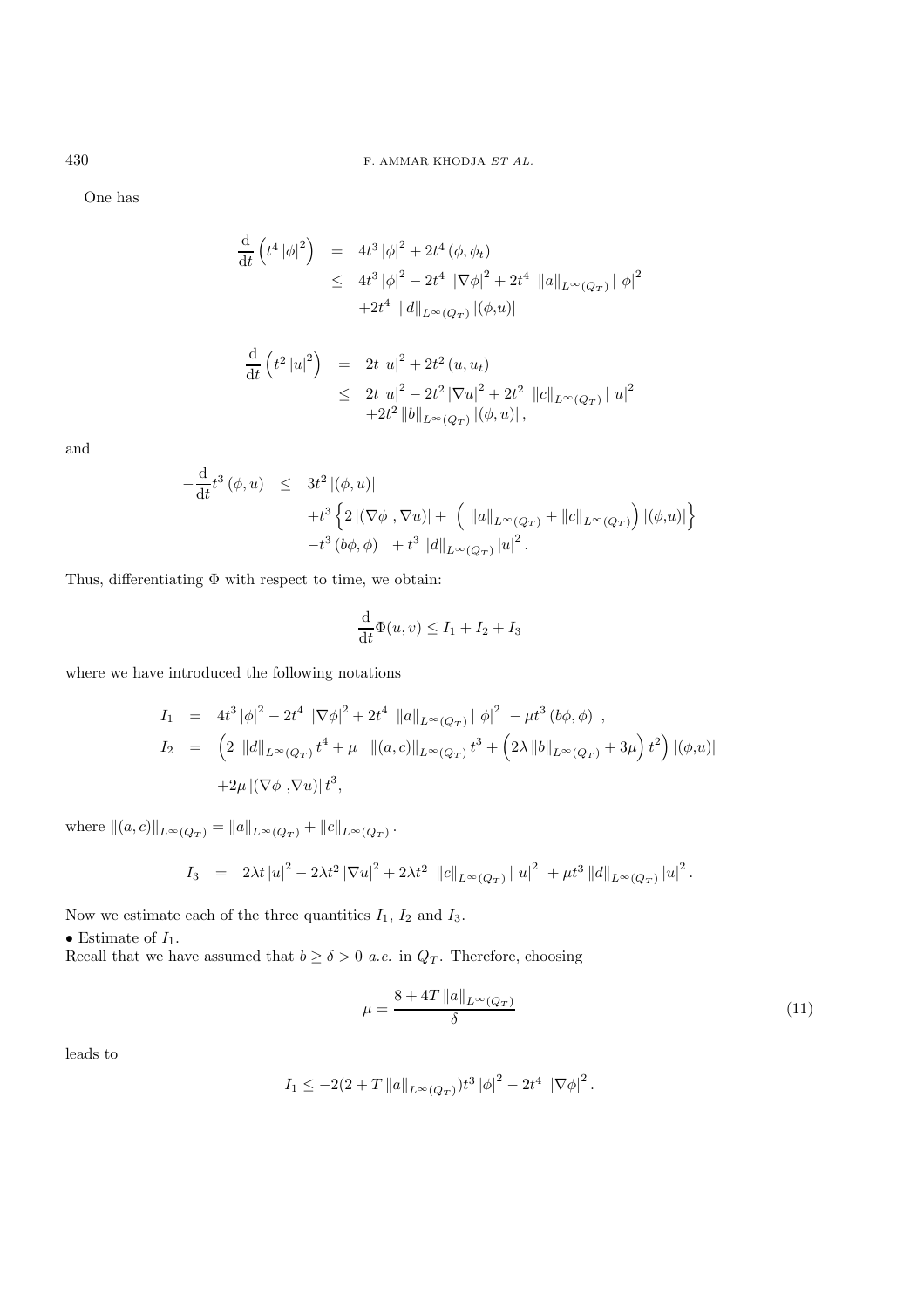One has

$$
\begin{aligned}
\frac{\mathrm{d}}{\mathrm{d}t}\left(t^4\left|\phi\right|^2\right) &= 4t^3\left|\phi\right|^2 + 2t^4\left(\phi,\phi_t\right) \\
&\leq 4t^3\left|\phi\right|^2 - 2t^4\ \left|\nabla\phi\right|^2 + 2t^4\ \left\|a\right\|_{L^\infty(Q_T)}\left|\ \phi\right|^2 \\
&\quad +2t^4\ \left\|d\right\|_{L^\infty(Q_T)}\left|(\phi,u)\right|
\end{aligned}
$$

$$
\begin{aligned}
\frac{\mathrm{d}}{\mathrm{d}t}\left(t^2\left|u\right|^2\right) &= 2t\left|u\right|^2 + 2t^2\left(u,u_t\right) \\
&\leq 2t\left|u\right|^2 - 2t^2\left|\nabla u\right|^2 + 2t^2\ \left\|c\right\|_{L^\infty(Q_T)}\left|\ u\right|^2 \\
&\quad +2t^2\left\|b\right\|_{L^\infty(Q_T)}\left|(\phi,u)\right|,
\end{aligned}
$$

and

$$
\begin{aligned}
-\frac{\mathrm{d}}{\mathrm{d}t}t^3\left(\phi,u\right) &\leq 3t^2\left|(\phi,u)\right| \\
&\quad +t^3\left\{2\left|(\nabla\phi\ ,\nabla u)\right| + \left(\ \left\|a\right\|_{L^\infty(Q_T)} + \left\|c\right\|_{L^\infty(Q_T)}\right)\left|(\phi,u)\right|\right\} \\
&\quad -t^3\left(b\phi,\phi\right) \quad +t^3\left\|d\right\|_{L^\infty(Q_T)}\left|u\right|^2.
\end{aligned}
$$

Thus, differentiating $\Phi$ with respect to time, we obtain:

$$
\frac{\mathrm{d}}{\mathrm{d}t}\Phi(u,v) \leq I_1 + I_2 + I_3
$$

where we have introduced the following notations

$$
\begin{aligned}
I_1 &= 4t^3\left|\phi\right|^2 - 2t^4\ \left|\nabla\phi\right|^2 + 2t^4\ \left\|a\right\|_{L^\infty(Q_T)}\left|\ \phi\right|^2\ - \mu t^3\left(b\phi,\phi\right)\ , \\
I_2 &= \left(2\ \left\|d\right\|_{L^\infty(Q_T)}t^4 + \mu\ \ \left\|(a,c)\right\|_{L^\infty(Q_T)}t^3 + \left(2\lambda\left\|b\right\|_{L^\infty(Q_T)} + 3\mu\right)t^2\right)\left|(\phi,u)\right| \\
&\quad +2\mu\left|(\nabla\phi\ ,\nabla u)\right|t^3,
\end{aligned}
$$

where $\left\|(a,c)\right\|_{L^\infty(Q_T)} = \left\|a\right\|_{L^\infty(Q_T)} + \left\|c\right\|_{L^\infty(Q_T)}$.

$$
I_3 \ = \ 2\lambda t\left|u\right|^2 - 2\lambda t^2\left|\nabla u\right|^2 + 2\lambda t^2\ \left\|c\right\|_{L^\infty(Q_T)}\left|\ u\right|^2\ + \mu t^3\left\|d\right\|_{L^\infty(Q_T)}\left|u\right|^2.
$$

Now we estimate each of the three quantities $I_1$, $I_2$ and $I_3$.

• Estimate of $I_1$.
Recall that we have assumed that $b \geq \delta > 0$ *a.e.* in $Q_T$. Therefore, choosing

$$
\mu = \frac{8 + 4T\left\|a\right\|_{L^\infty(Q_T)}}{\delta} \tag{11}
$$

leads to

$$
I_1 \leq -2(2 + T\left\|a\right\|_{L^\infty(Q_T)})t^3\left|\phi\right|^2 - 2t^4\ \left|\nabla\phi\right|^2.
$$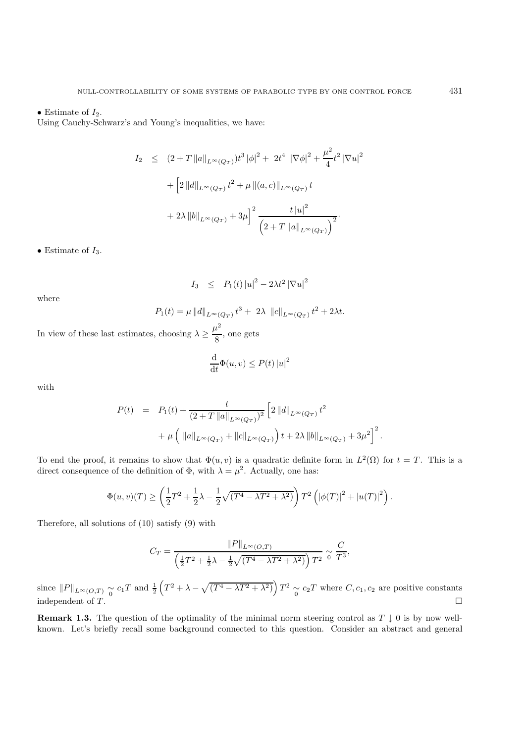• Estimate of $I_2$.
Using Cauchy-Schwarz's and Young's inequalities, we have:

$$
\begin{aligned}
I_2 \quad \leq \quad & (2 + T\|a\|_{L^\infty(Q_T)})t^3 |\phi|^2 + \ 2t^4 \ |\nabla \phi|^2 + \frac{\mu^2}{4} t^2 |\nabla u|^2 \\
& + \Big[ 2 \|d\|_{L^\infty(Q_T)} t^2 + \mu \|(a,c)\|_{L^\infty(Q_T)} t \\
& + 2\lambda \|b\|_{L^\infty(Q_T)} + 3\mu \Big]^2 \frac{t |u|^2}{\Big(2 + T \|a\|_{L^\infty(Q_T)}\Big)^2}.
\end{aligned}
$$

• Estimate of $I_3$.

$$
I_3 \quad \leq \quad P_1(t) |u|^2 - 2\lambda t^2 |\nabla u|^2
$$

where

$$
P_1(t) = \mu \|d\|_{L^\infty(Q_T)} t^3 + \ 2\lambda \ \|c\|_{L^\infty(Q_T)} t^2 + 2\lambda t.
$$

In view of these last estimates, choosing $\lambda \geq \dfrac{\mu^2}{8}$, one gets

$$
\frac{\mathrm{d}}{\mathrm{d}t} \Phi(u,v) \leq P(t) |u|^2
$$

with

$$
\begin{aligned}
P(t) \quad = \quad & P_1(t) + \frac{t}{(2 + T\|a\|_{L^\infty(Q_T)})^2} \Big[ 2 \|d\|_{L^\infty(Q_T)} t^2 \\
& + \mu \Big( \ \|a\|_{L^\infty(Q_T)} + \|c\|_{L^\infty(Q_T)} \Big) t + 2\lambda \|b\|_{L^\infty(Q_T)} + 3\mu^2 \Big]^2.
\end{aligned}
$$

To end the proof, it remains to show that $\Phi(u,v)$ is a quadratic definite form in $L^2(\Omega)$ for $t = T$. This is a direct consequence of the definition of $\Phi$, with $\lambda = \mu^2$. Actually, one has:

$$
\Phi(u,v)(T) \geq \left( \frac{1}{2}T^2 + \frac{1}{2}\lambda - \frac{1}{2}\sqrt{(T^4 - \lambda T^2 + \lambda^2)} \right) T^2 \left( |\phi(T)|^2 + |u(T)|^2 \right).
$$

Therefore, all solutions of (10) satisfy (9) with

$$
C_T = \frac{\|P\|_{L^\infty(O,T)}}{\left( \frac{1}{2}T^2 + \frac{1}{2}\lambda - \frac{1}{2}\sqrt{(T^4 - \lambda T^2 + \lambda^2)} \right) T^2} \underset{0}{\sim} \frac{C}{T^3},
$$

since $\|P\|_{L^\infty(O,T)} \underset{0}{\sim} c_1 T$ and $\frac{1}{2}\left( T^2 + \lambda - \sqrt{(T^4 - \lambda T^2 + \lambda^2)} \right) T^2 \underset{0}{\sim} c_2 T$ where $C, c_1, c_2$ are positive constants independent of $T$. $\square$

**Remark 1.3.** The question of the optimality of the minimal norm steering control as $T \downarrow 0$ is by now well-known. Let's briefly recall some background connected to this question. Consider an abstract and general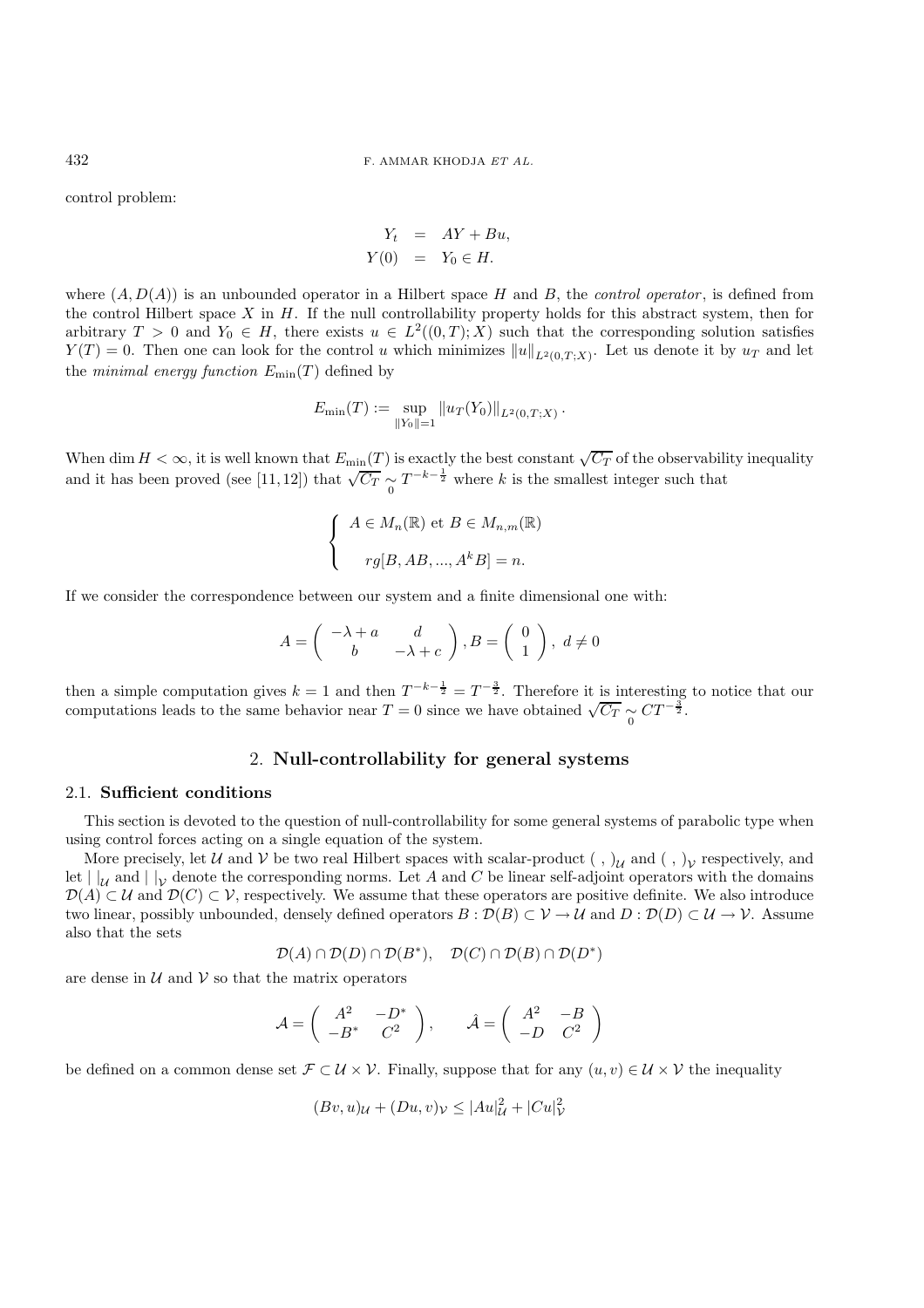control problem:

$$
\begin{aligned}
Y_t &= AY + Bu, \\
Y(0) &= Y_0 \in H.
\end{aligned}
$$

where $(A, D(A))$ is an unbounded operator in a Hilbert space $H$ and $B$, the *control operator*, is defined from the control Hilbert space $X$ in $H$. If the null controllability property holds for this abstract system, then for arbitrary $T > 0$ and $Y_0 \in H$, there exists $u \in L^2((0,T);X)$ such that the corresponding solution satisfies $Y(T) = 0$. Then one can look for the control $u$ which minimizes $\|u\|_{L^2(0,T;X)}$. Let us denote it by $u_T$ and let the *minimal energy function* $E_{\min}(T)$ defined by

$$
E_{\min}(T) := \sup_{\|Y_0\|=1} \|u_T(Y_0)\|_{L^2(0,T;X)}.
$$

When $\dim H < \infty$, it is well known that $E_{\min}(T)$ is exactly the best constant $\sqrt{C_T}$ of the observability inequality and it has been proved (see [11,12]) that $\sqrt{C_T} \underset{0}{\sim} T^{-k-\frac{1}{2}}$ where $k$ is the smallest integer such that

$$
\left\{
\begin{array}{l}
A \in M_n(\mathbb{R}) \text{ et } B \in M_{n,m}(\mathbb{R}) \\[2ex]
\quad rg[B, AB, ..., A^k B] = n.
\end{array}
\right.
$$

If we consider the correspondence between our system and a finite dimensional one with:

$$
A = \begin{pmatrix} -\lambda + a & d \\ b & -\lambda + c \end{pmatrix}, B = \begin{pmatrix} 0 \\ 1 \end{pmatrix}, \ d \neq 0
$$

then a simple computation gives $k = 1$ and then $T^{-k-\frac{1}{2}} = T^{-\frac{3}{2}}$. Therefore it is interesting to notice that our computations leads to the same behavior near $T = 0$ since we have obtained $\sqrt{C_T} \underset{0}{\sim} CT^{-\frac{3}{2}}$.

## 2. Null-controllability for general systems

### 2.1. Sufficient conditions

This section is devoted to the question of null-controllability for some general systems of parabolic type when using control forces acting on a single equation of the system.

More precisely, let $\mathcal{U}$ and $\mathcal{V}$ be two real Hilbert spaces with scalar-product $(\ ,\ )_{\mathcal{U}}$ and $(\ ,\ )_{\mathcal{V}}$ respectively, and let $|\ |_{\mathcal{U}}$ and $|\ |_{\mathcal{V}}$ denote the corresponding norms. Let $A$ and $C$ be linear self-adjoint operators with the domains $\mathcal{D}(A) \subset \mathcal{U}$ and $\mathcal{D}(C) \subset \mathcal{V}$, respectively. We assume that these operators are positive definite. We also introduce two linear, possibly unbounded, densely defined operators $B : \mathcal{D}(B) \subset \mathcal{V} \to \mathcal{U}$ and $D : \mathcal{D}(D) \subset \mathcal{U} \to \mathcal{V}$. Assume also that the sets

$$
\mathcal{D}(A) \cap \mathcal{D}(D) \cap \mathcal{D}(B^*), \quad \mathcal{D}(C) \cap \mathcal{D}(B) \cap \mathcal{D}(D^*)
$$

are dense in $\mathcal{U}$ and $\mathcal{V}$ so that the matrix operators

$$
\mathcal{A} = \begin{pmatrix} A^2 & -D^* \\ -B^* & C^2 \end{pmatrix}, \qquad \hat{\mathcal{A}} = \begin{pmatrix} A^2 & -B \\ -D & C^2 \end{pmatrix}
$$

be defined on a common dense set $\mathcal{F} \subset \mathcal{U} \times \mathcal{V}$. Finally, suppose that for any $(u, v) \in \mathcal{U} \times \mathcal{V}$ the inequality

$$
(Bv, u)_{\mathcal{U}} + (Du, v)_{\mathcal{V}} \leq |Au|^2_{\mathcal{U}} + |Cu|^2_{\mathcal{V}}
$$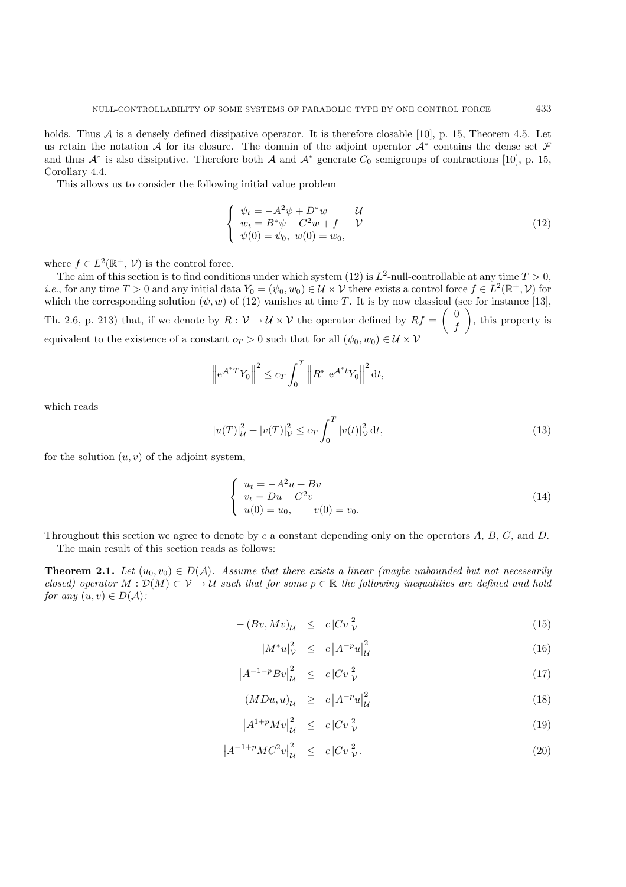holds. Thus $\mathcal{A}$ is a densely defined dissipative operator. It is therefore closable [10], p. 15, Theorem 4.5. Let us retain the notation $\mathcal{A}$ for its closure. The domain of the adjoint operator $\mathcal{A}^*$ contains the dense set $\mathcal{F}$ and thus $\mathcal{A}^*$ is also dissipative. Therefore both $\mathcal{A}$ and $\mathcal{A}^*$ generate $C_0$ semigroups of contractions [10], p. 15, Corollary 4.4.

This allows us to consider the following initial value problem

$$\left\{\begin{array}{ll} \psi_t = -A^2\psi + D^*w & \mathcal{U} \\ w_t = B^*\psi - C^2 w + f & \mathcal{V} \\ \psi(0) = \psi_0,\ w(0) = w_0, & \end{array}\right. \tag{12}$$

where $f \in L^2(\mathbb{R}^+, \mathcal{V})$ is the control force.

The aim of this section is to find conditions under which system (12) is $L^2$-null-controllable at any time $T > 0$, *i.e.*, for any time $T > 0$ and any initial data $Y_0 = (\psi_0, w_0) \in \mathcal{U} \times \mathcal{V}$ there exists a control force $f \in L^2(\mathbb{R}^+, \mathcal{V})$ for which the corresponding solution $(\psi, w)$ of (12) vanishes at time $T$. It is by now classical (see for instance [13], Th. 2.6, p. 213) that, if we denote by $R : \mathcal{V} \to \mathcal{U} \times \mathcal{V}$ the operator defined by $Rf = \begin{pmatrix} 0 \\ f \end{pmatrix}$, this property is equivalent to the existence of a constant $c_T > 0$ such that for all $(\psi_0, w_0) \in \mathcal{U} \times \mathcal{V}$

$$\left\| \mathrm{e}^{\mathcal{A}^* T} Y_0 \right\|^2 \le c_T \int_0^T \left\| R^*\ \mathrm{e}^{\mathcal{A}^* t} Y_0 \right\|^2 \mathrm{d}t,$$

which reads

$$|u(T)|^2_{\mathcal{U}} + |v(T)|^2_{\mathcal{V}} \le c_T \int_0^T |v(t)|^2_{\mathcal{V}}\, \mathrm{d}t, \tag{13}$$

for the solution $(u, v)$ of the adjoint system,

$$\left\{\begin{array}{l} u_t = -A^2 u + Bv \\ v_t = Du - C^2 v \\ u(0) = u_0, \qquad v(0) = v_0. \end{array}\right. \tag{14}$$

Throughout this section we agree to denote by $c$ a constant depending only on the operators $A$, $B$, $C$, and $D$.

The main result of this section reads as follows:

**Theorem 2.1.** *Let $(u_0, v_0) \in D(\mathcal{A})$. Assume that there exists a linear (maybe unbounded but not necessarily closed) operator $M : \mathcal{D}(M) \subset \mathcal{V} \to \mathcal{U}$ such that for some $p \in \mathbb{R}$ the following inequalities are defined and hold for any $(u, v) \in D(\mathcal{A})$:*

$$-(Bv, Mv)_{\mathcal{U}} \le c\, |Cv|^2_{\mathcal{V}} \tag{15}$$

$$|M^* u|^2_{\mathcal{V}} \le c\, \left|A^{-p} u\right|^2_{\mathcal{U}} \tag{16}$$

$$\left|A^{-1-p} Bv\right|^2_{\mathcal{U}} \le c\, |Cv|^2_{\mathcal{V}} \tag{17}$$

$$(MDu, u)_{\mathcal{U}} \ge c\, \left|A^{-p} u\right|^2_{\mathcal{U}} \tag{18}$$

$$\left|A^{1+p} Mv\right|^2_{\mathcal{U}} \le c\, |Cv|^2_{\mathcal{V}} \tag{19}$$

$$\left|A^{-1+p} MC^2 v\right|^2_{\mathcal{U}} \le c\, |Cv|^2_{\mathcal{V}}. \tag{20}$$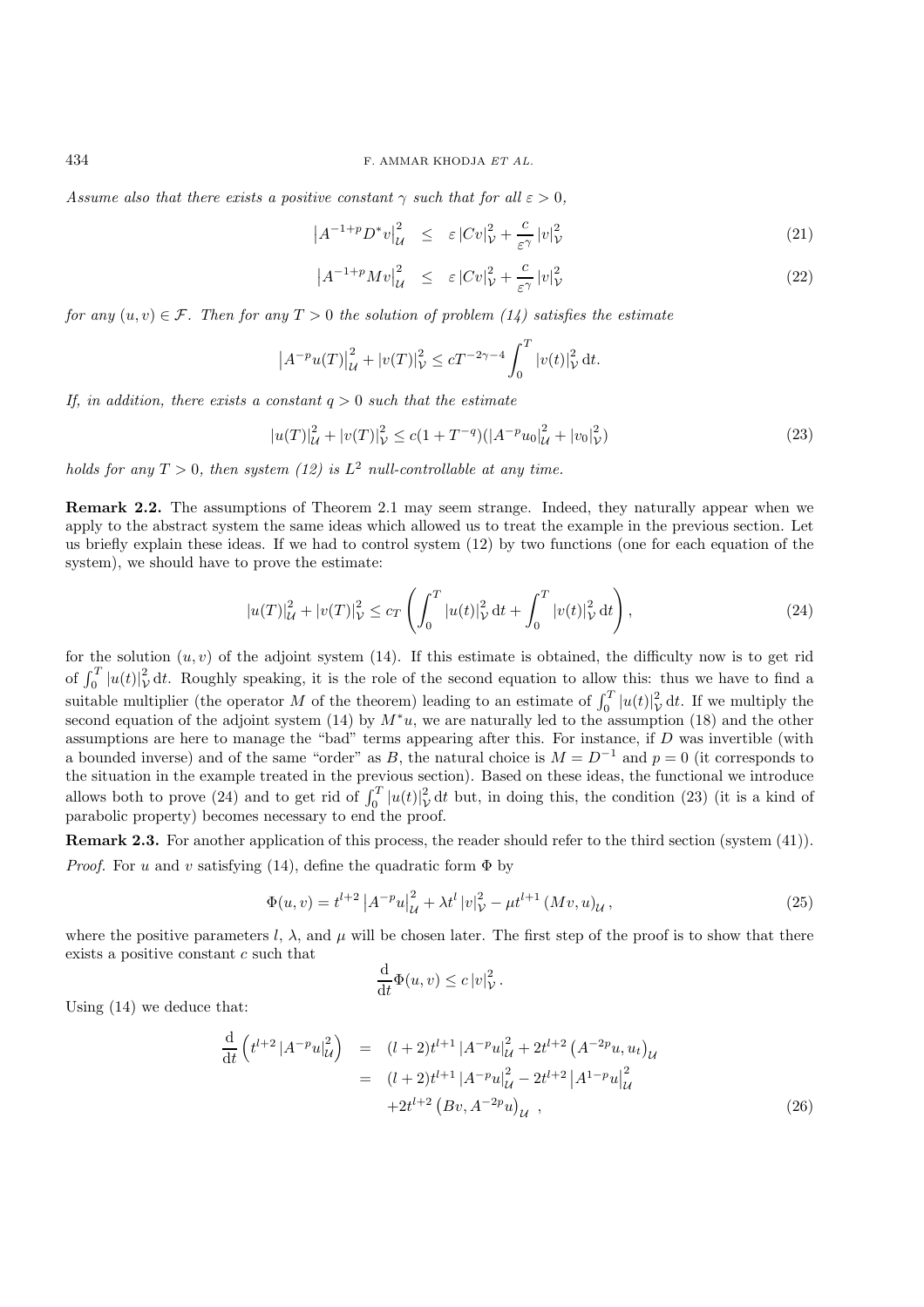*Assume also that there exists a positive constant $\gamma$ such that for all $\varepsilon > 0$,*

$$\left|A^{-1+p}D^{*}v\right|_{\mathcal{U}}^{2} \leq \varepsilon\left|Cv\right|_{\mathcal{V}}^{2}+\frac{c}{\varepsilon^{\gamma}}\left|v\right|_{\mathcal{V}}^{2} \tag{21}$$

$$\left|A^{-1+p}Mv\right|_{\mathcal{U}}^{2} \leq \varepsilon\left|Cv\right|_{\mathcal{V}}^{2}+\frac{c}{\varepsilon^{\gamma}}\left|v\right|_{\mathcal{V}}^{2} \tag{22}$$

*for any $(u,v) \in \mathcal{F}$. Then for any $T > 0$ the solution of problem (14) satisfies the estimate*

$$\left|A^{-p}u(T)\right|_{\mathcal{U}}^{2}+\left|v(T)\right|_{\mathcal{V}}^{2} \leq cT^{-2\gamma-4}\int_{0}^{T}\left|v(t)\right|_{\mathcal{V}}^{2}\mathrm{d}t.$$

*If, in addition, there exists a constant $q > 0$ such that the estimate*

$$\left|u(T)\right|_{\mathcal{U}}^{2}+\left|v(T)\right|_{\mathcal{V}}^{2} \leq c(1+T^{-q})(\left|A^{-p}u_{0}\right|_{\mathcal{U}}^{2}+\left|v_{0}\right|_{\mathcal{V}}^{2}) \tag{23}$$

*holds for any $T > 0$, then system (12) is $L^2$ null-controllable at any time.*

**Remark 2.2.** The assumptions of Theorem 2.1 may seem strange. Indeed, they naturally appear when we apply to the abstract system the same ideas which allowed us to treat the example in the previous section. Let us briefly explain these ideas. If we had to control system (12) by two functions (one for each equation of the system), we should have to prove the estimate:

$$\left|u(T)\right|_{\mathcal{U}}^{2}+\left|v(T)\right|_{\mathcal{V}}^{2} \leq c_{T}\left(\int_{0}^{T}\left|u(t)\right|_{\mathcal{V}}^{2}\mathrm{d}t+\int_{0}^{T}\left|v(t)\right|_{\mathcal{V}}^{2}\mathrm{d}t\right), \tag{24}$$

for the solution $(u,v)$ of the adjoint system (14). If this estimate is obtained, the difficulty now is to get rid of $\int_0^T |u(t)|_{\mathcal{V}}^2\,\mathrm{d}t$. Roughly speaking, it is the role of the second equation to allow this: thus we have to find a suitable multiplier (the operator $M$ of the theorem) leading to an estimate of $\int_0^T |u(t)|_{\mathcal{V}}^2\,\mathrm{d}t$. If we multiply the second equation of the adjoint system (14) by $M^*u$, we are naturally led to the assumption (18) and the other assumptions are here to manage the "bad" terms appearing after this. For instance, if $D$ was invertible (with a bounded inverse) and of the same "order" as $B$, the natural choice is $M = D^{-1}$ and $p = 0$ (it corresponds to the situation in the example treated in the previous section). Based on these ideas, the functional we introduce allows both to prove (24) and to get rid of $\int_0^T |u(t)|_{\mathcal{V}}^2\,\mathrm{d}t$ but, in doing this, the condition (23) (it is a kind of parabolic property) becomes necessary to end the proof.

**Remark 2.3.** For another application of this process, the reader should refer to the third section (system (41)).

*Proof.* For $u$ and $v$ satisfying (14), define the quadratic form $\Phi$ by

$$\Phi(u,v)=t^{l+2}\left|A^{-p}u\right|_{\mathcal{U}}^{2}+\lambda t^{l}\left|v\right|_{\mathcal{V}}^{2}-\mu t^{l+1}\left(Mv,u\right)_{\mathcal{U}}, \tag{25}$$

where the positive parameters $l$, $\lambda$, and $\mu$ will be chosen later. The first step of the proof is to show that there exists a positive constant $c$ such that

$$\frac{\mathrm{d}}{\mathrm{d}t}\Phi(u,v) \leq c\left|v\right|_{\mathcal{V}}^{2}.$$

Using (14) we deduce that:

$$\begin{aligned}\frac{\mathrm{d}}{\mathrm{d}t}\left(t^{l+2}\left|A^{-p}u\right|_{\mathcal{U}}^{2}\right) &= (l+2)t^{l+1}\left|A^{-p}u\right|_{\mathcal{U}}^{2}+2t^{l+2}\left(A^{-2p}u,u_{t}\right)_{\mathcal{U}}\\ &= (l+2)t^{l+1}\left|A^{-p}u\right|_{\mathcal{U}}^{2}-2t^{l+2}\left|A^{1-p}u\right|_{\mathcal{U}}^{2}\\ &\quad +2t^{l+2}\left(Bv,A^{-2p}u\right)_{\mathcal{U}}\ ,\end{aligned} \tag{26}$$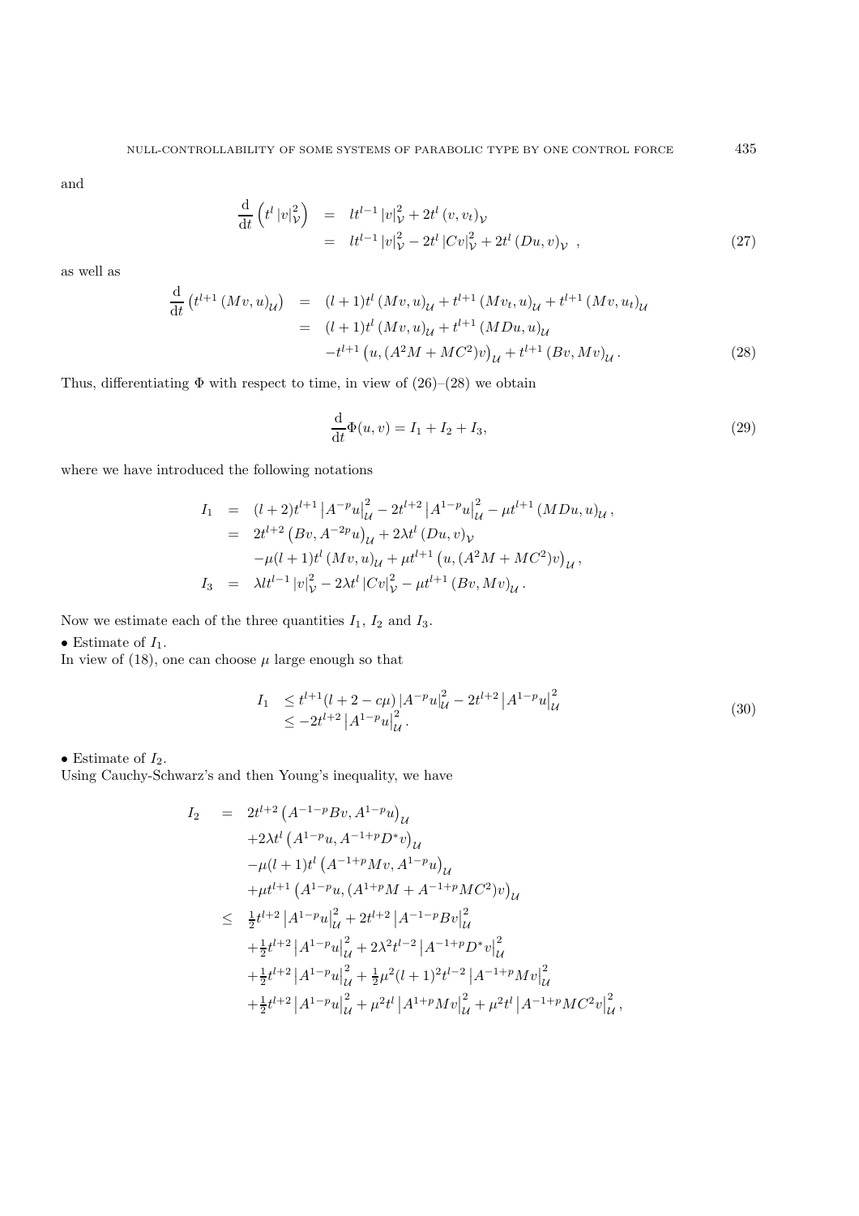and

$$
\begin{aligned}
\frac{\mathrm{d}}{\mathrm{d}t}\left(t^l\,|v|_{\mathcal{V}}^2\right) &= lt^{l-1}\,|v|_{\mathcal{V}}^2 + 2t^l\,(v,v_t)_{\mathcal{V}} \\
&= lt^{l-1}\,|v|_{\mathcal{V}}^2 - 2t^l\,|Cv|_{\mathcal{V}}^2 + 2t^l\,(Du,v)_{\mathcal{V}}\ ,
\end{aligned} \tag{27}
$$

as well as

$$
\begin{aligned}
\frac{\mathrm{d}}{\mathrm{d}t}\left(t^{l+1}\,(Mv,u)_{\mathcal{U}}\right) &= (l+1)t^l\,(Mv,u)_{\mathcal{U}} + t^{l+1}\,(Mv_t,u)_{\mathcal{U}} + t^{l+1}\,(Mv,u_t)_{\mathcal{U}} \\
&= (l+1)t^l\,(Mv,u)_{\mathcal{U}} + t^{l+1}\,(MDu,u)_{\mathcal{U}} \\
&\quad - t^{l+1}\left(u,(A^2M+MC^2)v\right)_{\mathcal{U}} + t^{l+1}\,(Bv,Mv)_{\mathcal{U}}.
\end{aligned} \tag{28}
$$

Thus, differentiating $\Phi$ with respect to time, in view of (26)–(28) we obtain

$$
\frac{\mathrm{d}}{\mathrm{d}t}\Phi(u,v) = I_1 + I_2 + I_3, \tag{29}
$$

where we have introduced the following notations

$$
\begin{aligned}
I_1 &= (l+2)t^{l+1}\left|A^{-p}u\right|_{\mathcal{U}}^2 - 2t^{l+2}\left|A^{1-p}u\right|_{\mathcal{U}}^2 - \mu t^{l+1}\,(MDu,u)_{\mathcal{U}}, \\
&= 2t^{l+2}\left(Bv,A^{-2p}u\right)_{\mathcal{U}} + 2\lambda t^l\,(Du,v)_{\mathcal{V}} \\
&\quad -\mu(l+1)t^l\,(Mv,u)_{\mathcal{U}} + \mu t^{l+1}\left(u,(A^2M+MC^2)v\right)_{\mathcal{U}}, \\
I_3 &= \lambda l t^{l-1}\,|v|_{\mathcal{V}}^2 - 2\lambda t^l\,|Cv|_{\mathcal{V}}^2 - \mu t^{l+1}\,(Bv,Mv)_{\mathcal{U}}.
\end{aligned}
$$

Now we estimate each of the three quantities $I_1$, $I_2$ and $I_3$.

• Estimate of $I_1$.
In view of (18), one can choose $\mu$ large enough so that

$$
\begin{aligned}
I_1 &\le t^{l+1}(l+2-c\mu)\,|A^{-p}u|_{\mathcal{U}}^2 - 2t^{l+2}\left|A^{1-p}u\right|_{\mathcal{U}}^2 \\
&\le -2t^{l+2}\left|A^{1-p}u\right|_{\mathcal{U}}^2.
\end{aligned} \tag{30}
$$

• Estimate of $I_2$.
Using Cauchy-Schwarz's and then Young's inequality, we have

$$
\begin{aligned}
I_2 &= 2t^{l+2}\left(A^{-1-p}Bv,A^{1-p}u\right)_{\mathcal{U}} \\
&\quad +2\lambda t^l\left(A^{1-p}u,A^{-1+p}D^*v\right)_{\mathcal{U}} \\
&\quad -\mu(l+1)t^l\left(A^{-1+p}Mv,A^{1-p}u\right)_{\mathcal{U}} \\
&\quad +\mu t^{l+1}\left(A^{1-p}u,(A^{1+p}M+A^{-1+p}MC^2)v\right)_{\mathcal{U}} \\
&\le \tfrac{1}{2}t^{l+2}\left|A^{1-p}u\right|_{\mathcal{U}}^2 + 2t^{l+2}\left|A^{-1-p}Bv\right|_{\mathcal{U}}^2 \\
&\quad +\tfrac{1}{2}t^{l+2}\left|A^{1-p}u\right|_{\mathcal{U}}^2 + 2\lambda^2t^{l-2}\left|A^{-1+p}D^*v\right|_{\mathcal{U}}^2 \\
&\quad +\tfrac{1}{2}t^{l+2}\left|A^{1-p}u\right|_{\mathcal{U}}^2 + \tfrac{1}{2}\mu^2(l+1)^2t^{l-2}\left|A^{-1+p}Mv\right|_{\mathcal{U}}^2 \\
&\quad +\tfrac{1}{2}t^{l+2}\left|A^{1-p}u\right|_{\mathcal{U}}^2 + \mu^2t^l\left|A^{1+p}Mv\right|_{\mathcal{U}}^2 + \mu^2t^l\left|A^{-1+p}MC^2v\right|_{\mathcal{U}}^2,
\end{aligned}
$$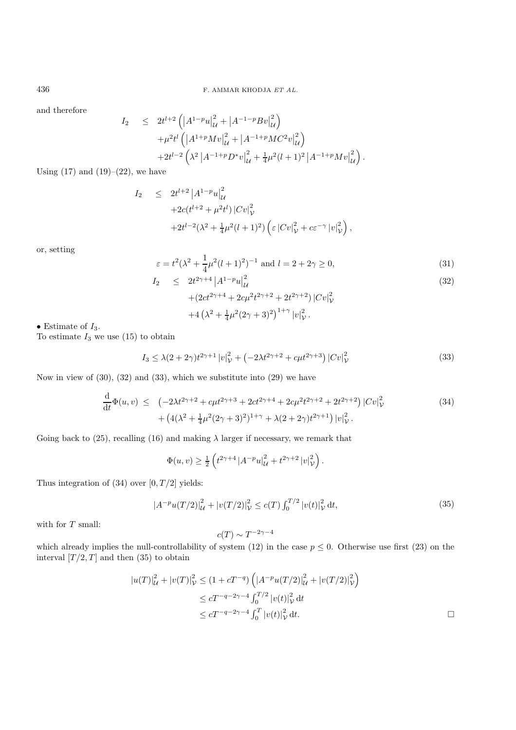and therefore

$$
\begin{aligned}
I_2 \quad \leq \quad & 2t^{l+2}\left(\left|A^{1-p}u\right|_{\mathcal{U}}^2+\left|A^{-1-p}Bv\right|_{\mathcal{U}}^2\right) \\
&+\mu^2 t^l\left(\left|A^{1+p}Mv\right|_{\mathcal{U}}^2+\left|A^{-1+p}MC^2v\right|_{\mathcal{U}}^2\right) \\
&+2t^{l-2}\left(\lambda^2\left|A^{-1+p}D^*v\right|_{\mathcal{U}}^2+\tfrac{1}{4}\mu^2(l+1)^2\left|A^{-1+p}Mv\right|_{\mathcal{U}}^2\right).
\end{aligned}
$$

Using (17) and (19)–(22), we have

$$
\begin{aligned}
I_2 \quad \leq \quad & 2t^{l+2}\left|A^{1-p}u\right|_{\mathcal{U}}^2 \\
&+2c(t^{l+2}+\mu^2 t^l)\left|Cv\right|_{\mathcal{V}}^2 \\
&+2t^{l-2}(\lambda^2+\tfrac{1}{4}\mu^2(l+1)^2)\left(\varepsilon\left|Cv\right|_{\mathcal{V}}^2+c\varepsilon^{-\gamma}\left|v\right|_{\mathcal{V}}^2\right),
\end{aligned}
$$

or, setting

$$
\varepsilon=t^2(\lambda^2+\frac{1}{4}\mu^2(l+1)^2)^{-1} \text{ and } l=2+2\gamma\geq 0, \tag{31}
$$

$$
\begin{aligned}
I_2 \quad \leq \quad & 2t^{2\gamma+4}\left|A^{1-p}u\right|_{\mathcal{U}}^2 \\
&+(2ct^{2\gamma+4}+2c\mu^2 t^{2\gamma+2}+2t^{2\gamma+2})\left|Cv\right|_{\mathcal{V}}^2 \\
&+4\left(\lambda^2+\tfrac{1}{4}\mu^2(2\gamma+3)^2\right)^{1+\gamma}\left|v\right|_{\mathcal{V}}^2.
\end{aligned} \tag{32}
$$

• Estimate of $I_3$.
To estimate $I_3$ we use (15) to obtain

$$
I_3 \leq \lambda(2+2\gamma)t^{2\gamma+1}\left|v\right|_{\mathcal{V}}^2+\left(-2\lambda t^{2\gamma+2}+c\mu t^{2\gamma+3}\right)\left|Cv\right|_{\mathcal{V}}^2 \tag{33}
$$

Now in view of (30), (32) and (33), which we substitute into (29) we have

$$
\begin{aligned}
\frac{\mathrm{d}}{\mathrm{d}t}\Phi(u,v) \quad \leq \quad & \left(-2\lambda t^{2\gamma+2}+c\mu t^{2\gamma+3}+2ct^{2\gamma+4}+2c\mu^2 t^{2\gamma+2}+2t^{2\gamma+2}\right)\left|Cv\right|_{\mathcal{V}}^2 \\
&+\left(4(\lambda^2+\tfrac{1}{4}\mu^2(2\gamma+3)^2)^{1+\gamma}+\lambda(2+2\gamma)t^{2\gamma+1}\right)\left|v\right|_{\mathcal{V}}^2.
\end{aligned} \tag{34}
$$

Going back to (25), recalling (16) and making $\lambda$ larger if necessary, we remark that

$$
\Phi(u,v)\geq \tfrac{1}{2}\left(t^{2\gamma+4}\left|A^{-p}u\right|_{\mathcal{U}}^2+t^{2\gamma+2}\left|v\right|_{\mathcal{V}}^2\right).
$$

Thus integration of (34) over $[0,T/2]$ yields:

$$
\left|A^{-p}u(T/2)\right|_{\mathcal{U}}^2+\left|v(T/2)\right|_{\mathcal{V}}^2\leq c(T)\int_0^{T/2}\left|v(t)\right|_{\mathcal{V}}^2\,\mathrm{d}t, \tag{35}
$$

with for $T$ small:

$$
c(T)\sim T^{-2\gamma-4}
$$

which already implies the null-controllability of system (12) in the case $p\leq 0$. Otherwise use first (23) on the interval $[T/2,T]$ and then (35) to obtain

$$
\begin{aligned}
\left|u(T)\right|_{\mathcal{U}}^2+\left|v(T)\right|_{\mathcal{V}}^2 &\leq (1+cT^{-q})\left(\left|A^{-p}u(T/2)\right|_{\mathcal{U}}^2+\left|v(T/2)\right|_{\mathcal{V}}^2\right) \\
&\leq cT^{-q-2\gamma-4}\int_0^{T/2}\left|v(t)\right|_{\mathcal{V}}^2\,\mathrm{d}t \\
&\leq cT^{-q-2\gamma-4}\int_0^{T}\left|v(t)\right|_{\mathcal{V}}^2\,\mathrm{d}t.
\end{aligned}
$$

□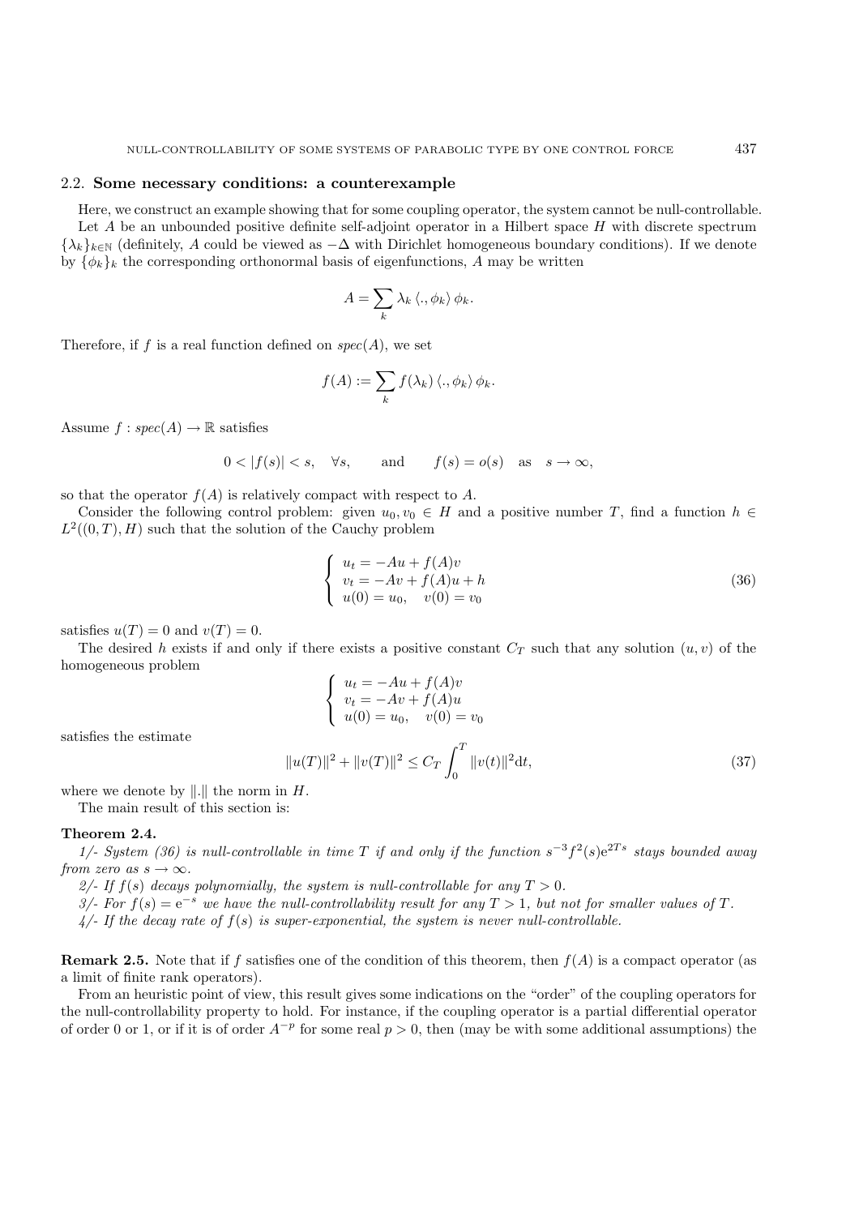### 2.2. **Some necessary conditions: a counterexample**

Here, we construct an example showing that for some coupling operator, the system cannot be null-controllable.

Let $A$ be an unbounded positive definite self-adjoint operator in a Hilbert space $H$ with discrete spectrum $\{\lambda_k\}_{k\in\mathbb{N}}$ (definitely, $A$ could be viewed as $-\Delta$ with Dirichlet homogeneous boundary conditions). If we denote by $\{\phi_k\}_k$ the corresponding orthonormal basis of eigenfunctions, $A$ may be written

$$A = \sum_k \lambda_k \langle ., \phi_k \rangle \phi_k.$$

Therefore, if $f$ is a real function defined on $spec(A)$, we set

$$f(A) := \sum_k f(\lambda_k) \langle ., \phi_k \rangle \phi_k.$$

Assume $f : spec(A) \to \mathbb{R}$ satisfies

$$0 < |f(s)| < s, \quad \forall s, \qquad \text{and} \qquad f(s) = o(s) \quad \text{as} \quad s \to \infty,$$

so that the operator $f(A)$ is relatively compact with respect to $A$.

Consider the following control problem: given $u_0, v_0 \in H$ and a positive number $T$, find a function $h \in L^2((0,T), H)$ such that the solution of the Cauchy problem

$$\left\{ \begin{array}{l} u_t = -Au + f(A)v \\ v_t = -Av + f(A)u + h \\ u(0) = u_0, \quad v(0) = v_0 \end{array} \right. \tag{36}$$

satisfies $u(T) = 0$ and $v(T) = 0$.

The desired $h$ exists if and only if there exists a positive constant $C_T$ such that any solution $(u, v)$ of the homogeneous problem

$$\left\{ \begin{array}{l} u_t = -Au + f(A)v \\ v_t = -Av + f(A)u \\ u(0) = u_0, \quad v(0) = v_0 \end{array} \right.$$

satisfies the estimate

$$\|u(T)\|^2 + \|v(T)\|^2 \leq C_T \int_0^T \|v(t)\|^2 \mathrm{d}t, \tag{37}$$

where we denote by $\|.\|$ the norm in $H$.

The main result of this section is:

**Theorem 2.4.**

*1/- System (36) is null-controllable in time $T$ if and only if the function $s^{-3} f^2(s) \mathrm{e}^{2Ts}$ stays bounded away from zero as $s \to \infty$.*

*2/- If $f(s)$ decays polynomially, the system is null-controllable for any $T > 0$.*

*3/- For $f(s) = \mathrm{e}^{-s}$ we have the null-controllability result for any $T > 1$, but not for smaller values of $T$.*

*4/- If the decay rate of $f(s)$ is super-exponential, the system is never null-controllable.*

**Remark 2.5.** Note that if $f$ satisfies one of the condition of this theorem, then $f(A)$ is a compact operator (as a limit of finite rank operators).

From an heuristic point of view, this result gives some indications on the "order" of the coupling operators for the null-controllability property to hold. For instance, if the coupling operator is a partial differential operator of order 0 or 1, or if it is of order $A^{-p}$ for some real $p > 0$, then (may be with some additional assumptions) the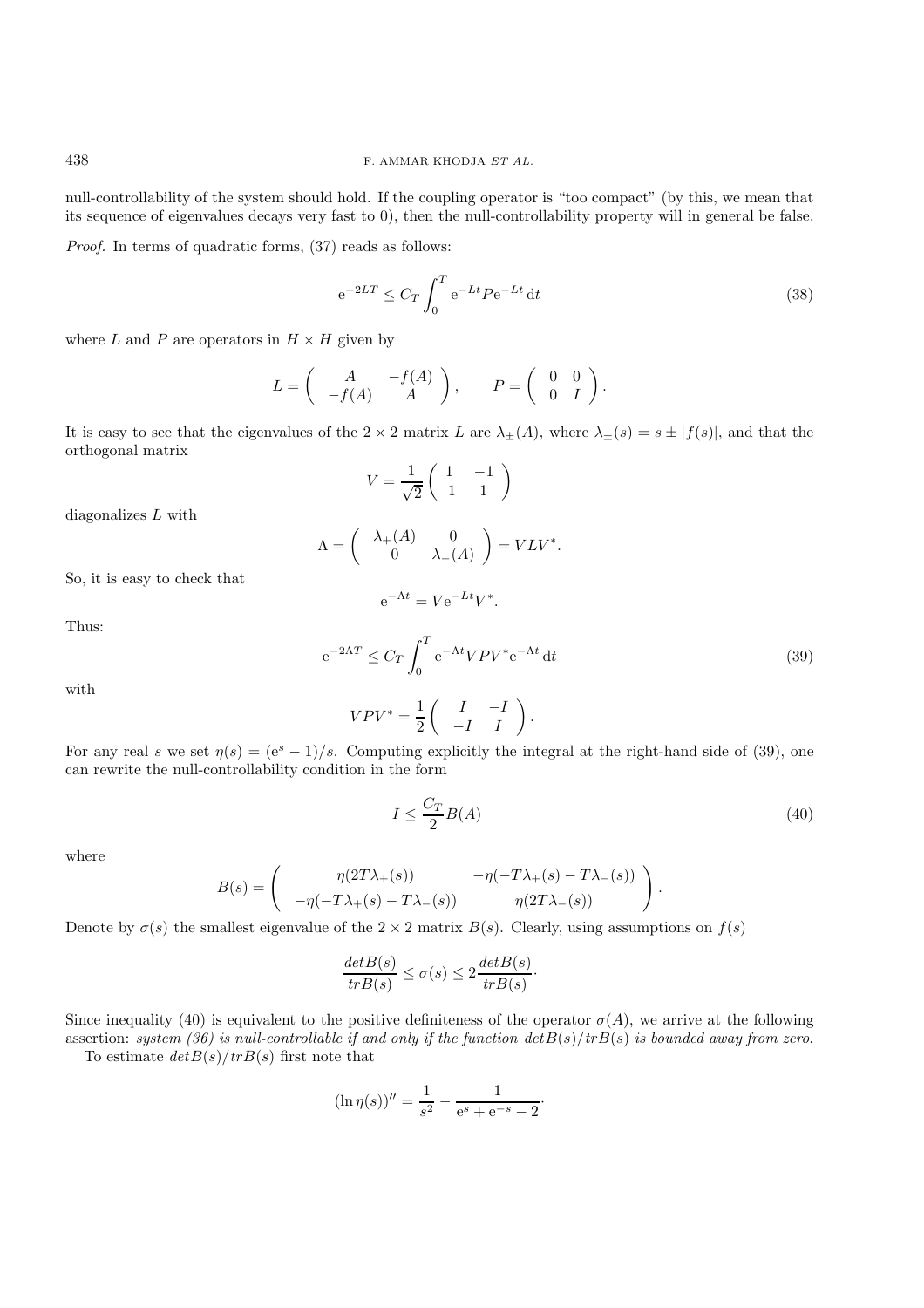null-controllability of the system should hold. If the coupling operator is "too compact" (by this, we mean that its sequence of eigenvalues decays very fast to 0), then the null-controllability property will in general be false.

*Proof.* In terms of quadratic forms, (37) reads as follows:

$$\mathrm{e}^{-2LT} \leq C_T \int_0^T \mathrm{e}^{-Lt} P \mathrm{e}^{-Lt}\,\mathrm{d}t \tag{38}$$

where $L$ and $P$ are operators in $H \times H$ given by

$$L = \begin{pmatrix} A & -f(A) \\ -f(A) & A \end{pmatrix}, \qquad P = \begin{pmatrix} 0 & 0 \\ 0 & I \end{pmatrix}.$$

It is easy to see that the eigenvalues of the $2 \times 2$ matrix $L$ are $\lambda_{\pm}(A)$, where $\lambda_{\pm}(s) = s \pm |f(s)|$, and that the orthogonal matrix

$$V = \frac{1}{\sqrt{2}} \begin{pmatrix} 1 & -1 \\ 1 & 1 \end{pmatrix}$$

diagonalizes $L$ with

$$\Lambda = \begin{pmatrix} \lambda_+(A) & 0 \\ 0 & \lambda_-(A) \end{pmatrix} = VLV^*.$$

So, it is easy to check that

$$\mathrm{e}^{-\Lambda t} = V \mathrm{e}^{-Lt} V^*.$$

Thus:

$$\mathrm{e}^{-2\Lambda T} \leq C_T \int_0^T \mathrm{e}^{-\Lambda t} VPV^* \mathrm{e}^{-\Lambda t}\,\mathrm{d}t \tag{39}$$

with

$$VPV^* = \frac{1}{2} \begin{pmatrix} I & -I \\ -I & I \end{pmatrix}.$$

For any real $s$ we set $\eta(s) = (\mathrm{e}^s - 1)/s$. Computing explicitly the integral at the right-hand side of (39), one can rewrite the null-controllability condition in the form

$$I \leq \frac{C_T}{2} B(A) \tag{40}$$

where

$$B(s) = \begin{pmatrix} \eta(2T\lambda_+(s)) & -\eta(-T\lambda_+(s) - T\lambda_-(s)) \\ -\eta(-T\lambda_+(s) - T\lambda_-(s)) & \eta(2T\lambda_-(s)) \end{pmatrix}.$$

Denote by $\sigma(s)$ the smallest eigenvalue of the $2 \times 2$ matrix $B(s)$. Clearly, using assumptions on $f(s)$

$$\frac{detB(s)}{trB(s)} \leq \sigma(s) \leq 2\frac{detB(s)}{trB(s)}\cdot$$

Since inequality (40) is equivalent to the positive definiteness of the operator $\sigma(A)$, we arrive at the following assertion: *system (36) is null-controllable if and only if the function $detB(s)/trB(s)$ is bounded away from zero.*

To estimate $detB(s)/trB(s)$ first note that

$$(\ln \eta(s))'' = \frac{1}{s^2} - \frac{1}{\mathrm{e}^s + \mathrm{e}^{-s} - 2}\cdot$$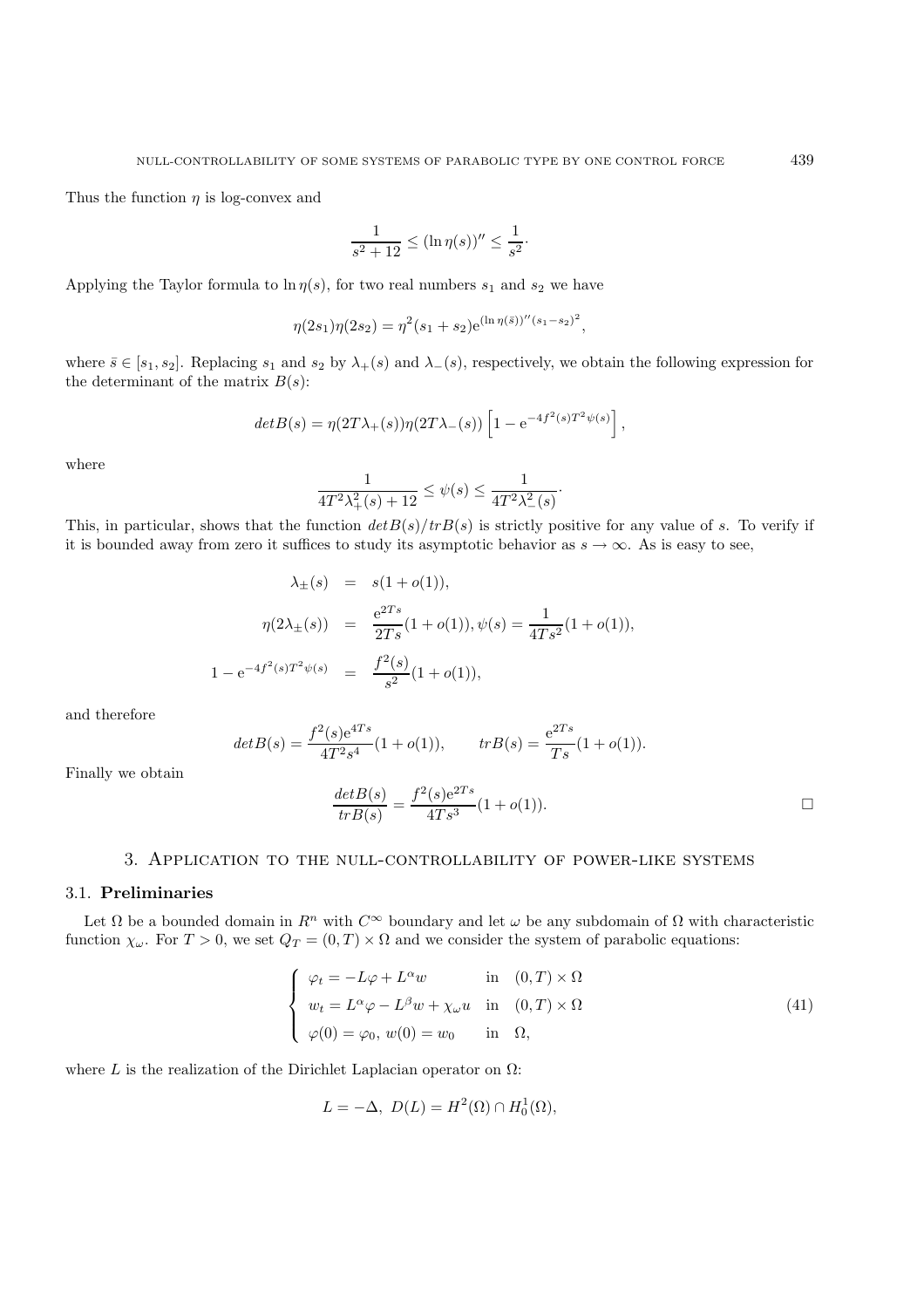Thus the function $\eta$ is log-convex and

$$\frac{1}{s^2+12} \leq (\ln \eta(s))'' \leq \frac{1}{s^2}\cdot$$

Applying the Taylor formula to $\ln \eta(s)$, for two real numbers $s_1$ and $s_2$ we have

$$\eta(2s_1)\eta(2s_2) = \eta^2(s_1+s_2)\mathrm{e}^{(\ln \eta(\bar{s}))''(s_1-s_2)^2},$$

where $\bar{s} \in [s_1, s_2]$. Replacing $s_1$ and $s_2$ by $\lambda_+(s)$ and $\lambda_-(s)$, respectively, we obtain the following expression for the determinant of the matrix $B(s)$:

$$detB(s) = \eta(2T\lambda_+(s))\eta(2T\lambda_-(s))\left[1 - \mathrm{e}^{-4f^2(s)T^2\psi(s)}\right],$$

where

$$\frac{1}{4T^2\lambda_+^2(s)+12} \leq \psi(s) \leq \frac{1}{4T^2\lambda_-^2(s)}\cdot$$

This, in particular, shows that the function $detB(s)/trB(s)$ is strictly positive for any value of $s$. To verify if it is bounded away from zero it suffices to study its asymptotic behavior as $s \to \infty$. As is easy to see,

$$\begin{aligned}
\lambda_\pm(s) &= s(1+o(1)),\\
\eta(2\lambda_\pm(s)) &= \frac{\mathrm{e}^{2Ts}}{2Ts}(1+o(1)), \psi(s) = \frac{1}{4Ts^2}(1+o(1)),\\
1 - \mathrm{e}^{-4f^2(s)T^2\psi(s)} &= \frac{f^2(s)}{s^2}(1+o(1)),
\end{aligned}$$

and therefore

$$detB(s) = \frac{f^2(s)\mathrm{e}^{4Ts}}{4T^2s^4}(1+o(1)), \qquad trB(s) = \frac{\mathrm{e}^{2Ts}}{Ts}(1+o(1)).$$

Finally we obtain

$$\frac{detB(s)}{trB(s)} = \frac{f^2(s)\mathrm{e}^{2Ts}}{4Ts^3}(1+o(1)).$$

□

## 3. Application to the null-controllability of power-like systems

### 3.1. Preliminaries

Let $\Omega$ be a bounded domain in $R^n$ with $C^\infty$ boundary and let $\omega$ be any subdomain of $\Omega$ with characteristic function $\chi_\omega$. For $T > 0$, we set $Q_T = (0,T) \times \Omega$ and we consider the system of parabolic equations:

$$\left\{\begin{array}{ll}
\varphi_t = -L\varphi + L^\alpha w & \text{in} \quad (0,T)\times\Omega\\
w_t = L^\alpha\varphi - L^\beta w + \chi_\omega u & \text{in} \quad (0,T)\times\Omega\\
\varphi(0) = \varphi_0,\, w(0) = w_0 & \text{in} \quad \Omega,
\end{array}\right. \tag{41}$$

where $L$ is the realization of the Dirichlet Laplacian operator on $\Omega$:

$$L = -\Delta,\ D(L) = H^2(\Omega) \cap H_0^1(\Omega),$$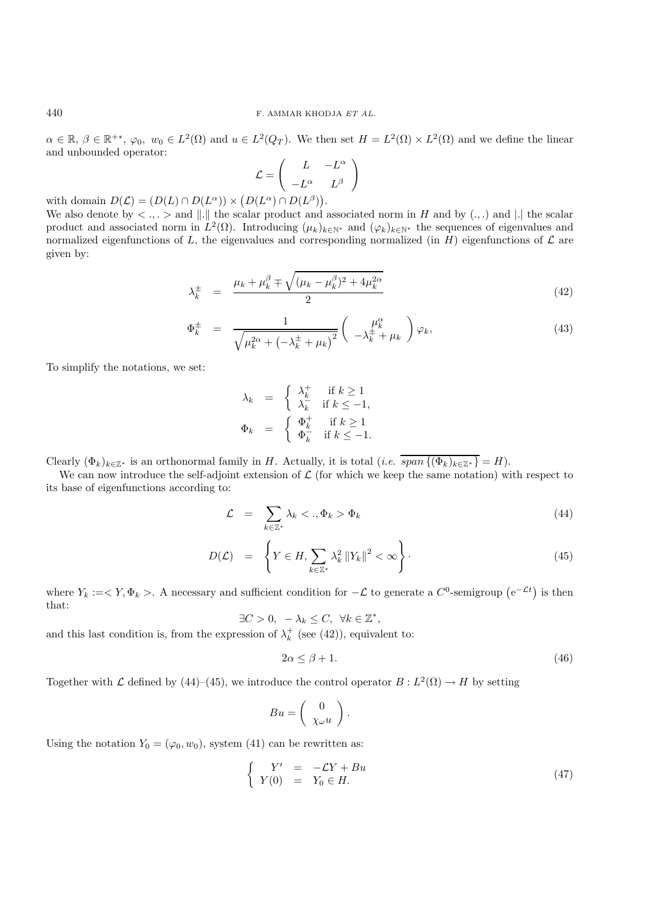$\alpha \in \mathbb{R}$, $\beta \in \mathbb{R}^{+*}$, $\varphi_0$, $w_0 \in L^2(\Omega)$ and $u \in L^2(Q_T)$. We then set $H = L^2(\Omega) \times L^2(\Omega)$ and we define the linear and unbounded operator:

$$\mathcal{L} = \begin{pmatrix} L & -L^\alpha \\ -L^\alpha & L^\beta \end{pmatrix}$$

with domain $D(\mathcal{L}) = (D(L) \cap D(L^\alpha)) \times \left(D(L^\alpha) \cap D(L^\beta)\right)$.

We also denote by $<.,.>$ and $\|.\|$ the scalar product and associated norm in $H$ and by $(.,.)$ and $|.|$ the scalar product and associated norm in $L^2(\Omega)$. Introducing $(\mu_k)_{k\in\mathbb{N}^*}$ and $(\varphi_k)_{k\in\mathbb{N}^*}$ the sequences of eigenvalues and normalized eigenfunctions of $L$, the eigenvalues and corresponding normalized (in $H$) eigenfunctions of $\mathcal{L}$ are given by:

$$\lambda_k^\pm = \frac{\mu_k + \mu_k^\beta \mp \sqrt{(\mu_k - \mu_k^\beta)^2 + 4\mu_k^{2\alpha}}}{2} \tag{42}$$

$$\Phi_k^\pm = \frac{1}{\sqrt{\mu_k^{2\alpha} + \left(-\lambda_k^\pm + \mu_k\right)^2}} \begin{pmatrix} \mu_k^\alpha \\ -\lambda_k^\pm + \mu_k \end{pmatrix} \varphi_k, \tag{43}$$

To simplify the notations, we set:

$$\lambda_k = \begin{cases} \lambda_k^+ & \text{if } k \geq 1 \\ \lambda_k^- & \text{if } k \leq -1, \end{cases}$$

$$\Phi_k = \begin{cases} \Phi_k^+ & \text{if } k \geq 1 \\ \Phi_k^- & \text{if } k \leq -1. \end{cases}$$

Clearly $(\Phi_k)_{k\in\mathbb{Z}^*}$ is an orthonormal family in $H$. Actually, it is total (*i.e.* $\overline{span\left\{(\Phi_k)_{k\in\mathbb{Z}^*}\right\}} = H$).

We can now introduce the self-adjoint extension of $\mathcal{L}$ (for which we keep the same notation) with respect to its base of eigenfunctions according to:

$$\mathcal{L} = \sum_{k\in\mathbb{Z}^*} \lambda_k <.,\Phi_k> \Phi_k \tag{44}$$

$$D(\mathcal{L}) = \left\{ Y \in H, \sum_{k\in\mathbb{Z}^*} \lambda_k^2 \|Y_k\|^2 < \infty \right\}. \tag{45}$$

where $Y_k := <Y, \Phi_k>$. A necessary and sufficient condition for $-\mathcal{L}$ to generate a $C^0$-semigroup $\left(e^{-\mathcal{L}t}\right)$ is then that:

$$\exists C > 0, \ -\lambda_k \leq C, \ \forall k \in \mathbb{Z}^*,$$

and this last condition is, from the expression of $\lambda_k^+$ (see (42)), equivalent to:

$$2\alpha \leq \beta + 1. \tag{46}$$

Together with $\mathcal{L}$ defined by (44)–(45), we introduce the control operator $B : L^2(\Omega) \to H$ by setting

$$Bu = \begin{pmatrix} 0 \\ \chi_\omega u \end{pmatrix}.$$

Using the notation $Y_0 = (\varphi_0, w_0)$, system (41) can be rewritten as:

$$\begin{cases} Y' = -\mathcal{L}Y + Bu \\ Y(0) = Y_0 \in H. \end{cases} \tag{47}$$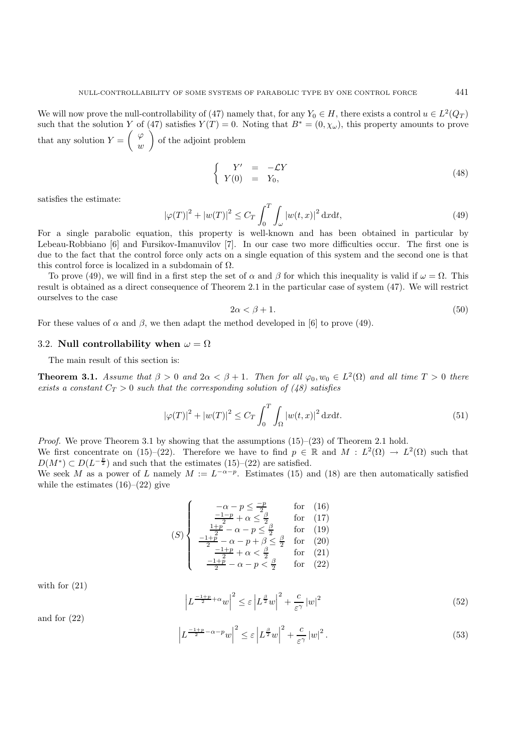We will now prove the null-controllability of (47) namely that, for any $Y_0 \in H$, there exists a control $u \in L^2(Q_T)$ such that the solution $Y$ of (47) satisfies $Y(T) = 0$. Noting that $B^* = (0, \chi_\omega)$, this property amounts to prove that any solution $Y = \begin{pmatrix} \varphi \\ w \end{pmatrix}$ of the adjoint problem

$$\left\{ \begin{array}{rcl} Y' & = & -\mathcal{L}Y \\ Y(0) & = & Y_0, \end{array} \right. \tag{48}$$

satisfies the estimate:

$$|\varphi(T)|^2 + |w(T)|^2 \leq C_T \int_0^T \int_\omega |w(t,x)|^2 \,\mathrm{d}x\mathrm{d}t, \tag{49}$$

For a single parabolic equation, this property is well-known and has been obtained in particular by Lebeau-Robbiano [6] and Fursikov-Imanuvilov [7]. In our case two more difficulties occur. The first one is due to the fact that the control force only acts on a single equation of this system and the second one is that this control force is localized in a subdomain of $\Omega$.

To prove (49), we will find in a first step the set of $\alpha$ and $\beta$ for which this inequality is valid if $\omega = \Omega$. This result is obtained as a direct consequence of Theorem 2.1 in the particular case of system (47). We will restrict ourselves to the case

$$2\alpha < \beta + 1. \tag{50}$$

For these values of $\alpha$ and $\beta$, we then adapt the method developed in [6] to prove (49).

### 3.2. Null controllability when $\omega = \Omega$

The main result of this section is:

**Theorem 3.1.** *Assume that $\beta > 0$ and $2\alpha < \beta + 1$. Then for all $\varphi_0, w_0 \in L^2(\Omega)$ and all time $T > 0$ there exists a constant $C_T > 0$ such that the corresponding solution of (48) satisfies*

$$|\varphi(T)|^2 + |w(T)|^2 \leq C_T \int_0^T \int_\Omega |w(t,x)|^2 \,\mathrm{d}x\mathrm{d}t. \tag{51}$$

*Proof.* We prove Theorem 3.1 by showing that the assumptions (15)–(23) of Theorem 2.1 hold.
We first concentrate on (15)–(22). Therefore we have to find $p \in \mathbb{R}$ and $M : L^2(\Omega) \to L^2(\Omega)$ such that $D(M^*) \subset D(L^{-\frac{p}{2}})$ and such that the estimates (15)–(22) are satisfied.
We seek $M$ as a power of $L$ namely $M := L^{-\alpha-p}$. Estimates (15) and (18) are then automatically satisfied while the estimates (16)–(22) give

$$(S) \left\{ \begin{array}{ccc} -\alpha - p \leq \frac{-p}{2} & \text{for} & (16) \\ \frac{-1-p}{2} + \alpha \leq \frac{\beta}{2} & \text{for} & (17) \\ \frac{1+p}{2} - \alpha - p \leq \frac{\beta}{2} & \text{for} & (19) \\ \frac{-1+p}{2} - \alpha - p + \beta \leq \frac{\beta}{2} & \text{for} & (20) \\ \frac{-1+p}{2} + \alpha < \frac{\beta}{2} & \text{for} & (21) \\ \frac{-1+p}{2} - \alpha - p < \frac{\beta}{2} & \text{for} & (22) \end{array} \right.$$

with for (21)

$$\left| L^{\frac{-1+p}{2}+\alpha} w \right|^2 \leq \varepsilon \left| L^{\frac{\beta}{2}} w \right|^2 + \frac{c}{\varepsilon^\gamma} |w|^2 \tag{52}$$

and for (22)

$$\left| L^{\frac{-1+p}{2}-\alpha-p} w \right|^2 \leq \varepsilon \left| L^{\frac{\beta}{2}} w \right|^2 + \frac{c}{\varepsilon^\gamma} |w|^2 . \tag{53}$$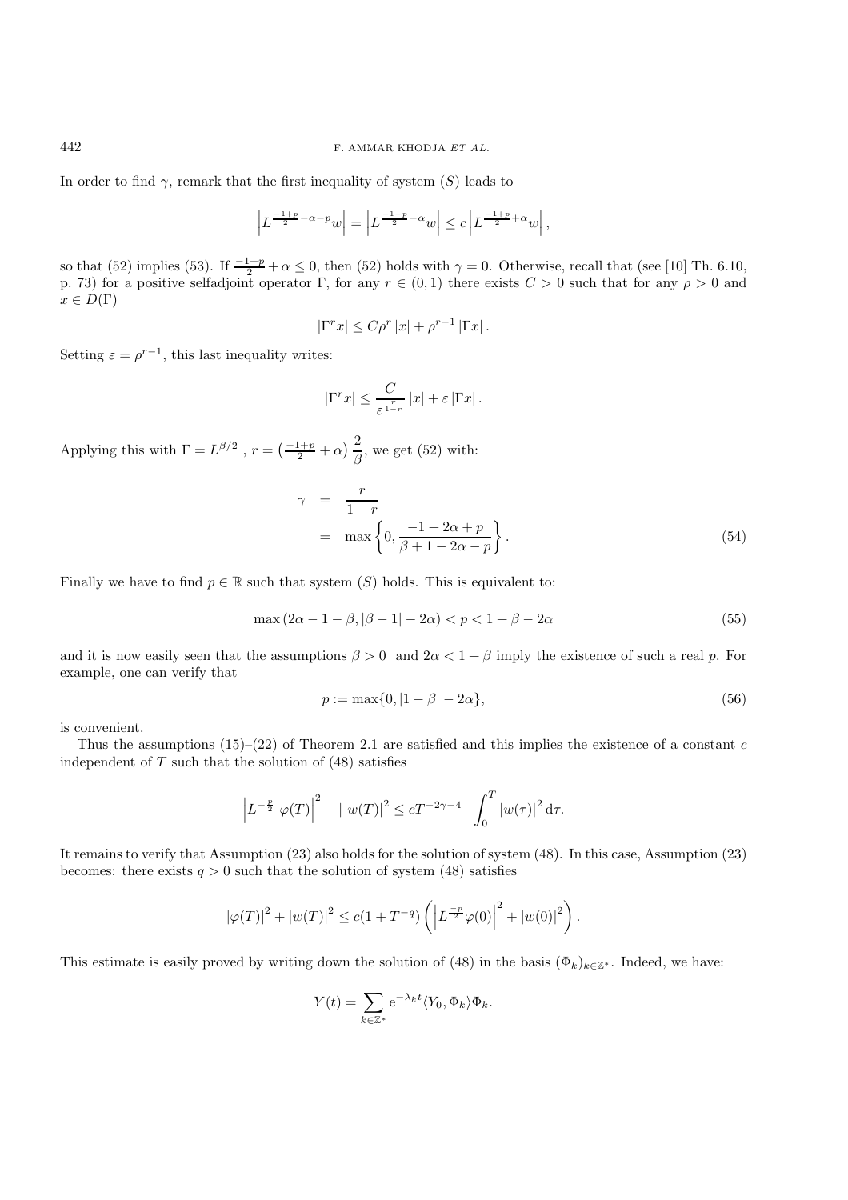In order to find $\gamma$, remark that the first inequality of system $(S)$ leads to

$$\left|L^{\frac{-1+p}{2}-\alpha-p}w\right| = \left|L^{\frac{-1-p}{2}-\alpha}w\right| \leq c\left|L^{\frac{-1+p}{2}+\alpha}w\right|,$$

so that (52) implies (53). If $\frac{-1+p}{2}+\alpha \leq 0$, then (52) holds with $\gamma = 0$. Otherwise, recall that (see [10] Th. 6.10, p. 73) for a positive selfadjoint operator $\Gamma$, for any $r \in (0,1)$ there exists $C > 0$ such that for any $\rho > 0$ and $x \in D(\Gamma)$

$$|\Gamma^r x| \leq C\rho^r |x| + \rho^{r-1} |\Gamma x| .$$

Setting $\varepsilon = \rho^{r-1}$, this last inequality writes:

$$|\Gamma^r x| \leq \frac{C}{\varepsilon^{\frac{r}{1-r}}} |x| + \varepsilon |\Gamma x| .$$

Applying this with $\Gamma = L^{\beta/2}$ , $r = \left(\frac{-1+p}{2}+\alpha\right)\dfrac{2}{\beta}$, we get (52) with:

$$\begin{aligned}
\gamma &= \frac{r}{1-r} \\
&= \max\left\{0, \frac{-1+2\alpha+p}{\beta+1-2\alpha-p}\right\}.
\end{aligned} \tag{54}$$

Finally we have to find $p \in \mathbb{R}$ such that system $(S)$ holds. This is equivalent to:

$$\max\left(2\alpha-1-\beta, |\beta-1|-2\alpha\right) < p < 1+\beta-2\alpha \tag{55}$$

and it is now easily seen that the assumptions $\beta > 0$ and $2\alpha < 1+\beta$ imply the existence of such a real $p$. For example, one can verify that

$$p := \max\{0, |1-\beta|-2\alpha\}, \tag{56}$$

is convenient.

Thus the assumptions (15)–(22) of Theorem 2.1 are satisfied and this implies the existence of a constant $c$ independent of $T$ such that the solution of (48) satisfies

$$\left|L^{-\frac{p}{2}}\,\varphi(T)\right|^2 + |\,w(T)|^2 \leq cT^{-2\gamma-4}\quad \int_0^T |w(\tau)|^2\,\mathrm{d}\tau.$$

It remains to verify that Assumption (23) also holds for the solution of system (48). In this case, Assumption (23) becomes: there exists $q > 0$ such that the solution of system (48) satisfies

$$|\varphi(T)|^2 + |w(T)|^2 \leq c(1+T^{-q})\left(\left|L^{\frac{-p}{2}}\varphi(0)\right|^2 + |w(0)|^2\right).$$

This estimate is easily proved by writing down the solution of (48) in the basis $(\Phi_k)_{k\in\mathbb{Z}^*}$. Indeed, we have:

$$Y(t) = \sum_{k\in\mathbb{Z}^*} \mathrm{e}^{-\lambda_k t}\langle Y_0, \Phi_k\rangle \Phi_k.$$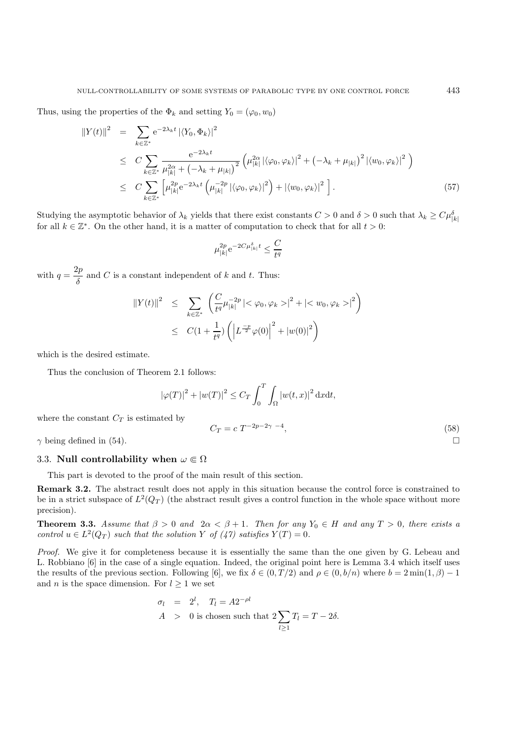Thus, using the properties of the $\Phi_k$ and setting $Y_0 = (\varphi_0, w_0)$

$$
\begin{aligned}
\|Y(t)\|^2 &= \sum_{k\in\mathbb{Z}^*} \mathrm{e}^{-2\lambda_k t} \left|\langle Y_0, \Phi_k\rangle\right|^2 \\
&\leq C \sum_{k\in\mathbb{Z}^*} \frac{\mathrm{e}^{-2\lambda_k t}}{\mu_{|k|}^{2\alpha} + \left(-\lambda_k + \mu_{|k|}\right)^2} \left( \mu_{|k|}^{2\alpha} \left|\langle \varphi_0, \varphi_k\rangle\right|^2 + \left(-\lambda_k + \mu_{|k|}\right)^2 \left|\langle w_0, \varphi_k\rangle\right|^2 \right) \\
&\leq C \sum_{k\in\mathbb{Z}^*} \left[ \mu_{|k|}^{2p} \mathrm{e}^{-2\lambda_k t} \left( \mu_{|k|}^{-2p} \left|\langle \varphi_0, \varphi_k\rangle\right|^2 \right) + \left|\langle w_0, \varphi_k\rangle\right|^2 \right]. \qquad (57)
\end{aligned}
$$

Studying the asymptotic behavior of $\lambda_k$ yields that there exist constants $C > 0$ and $\delta > 0$ such that $\lambda_k \geq C\mu_{|k|}^{\delta}$ for all $k \in \mathbb{Z}^*$. On the other hand, it is a matter of computation to check that for all $t > 0$:

$$
\mu_{|k|}^{2p} \mathrm{e}^{-2C\mu_{|k|}^{\delta} t} \leq \frac{C}{t^q}
$$

with $q = \dfrac{2p}{\delta}$ and $C$ is a constant independent of $k$ and $t$. Thus:

$$
\begin{aligned}
\|Y(t)\|^2 &\leq \sum_{k\in\mathbb{Z}^*} \left( \frac{C}{t^q} \mu_{|k|}^{-2p} \left|< \varphi_0, \varphi_k >\right|^2 + \left|< w_0, \varphi_k >\right|^2 \right) \\
&\leq C\left(1 + \frac{1}{t^q}\right) \left( \left|L^{\frac{-p}{2}} \varphi(0)\right|^2 + \left|w(0)\right|^2 \right)
\end{aligned}
$$

which is the desired estimate.

Thus the conclusion of Theorem 2.1 follows:

$$
\left|\varphi(T)\right|^2 + \left|w(T)\right|^2 \leq C_T \int_0^T \int_\Omega \left|w(t,x)\right|^2 \mathrm{d}x\mathrm{d}t,
$$

where the constant $C_T$ is estimated by

$$
C_T = c\, T^{-2p-2\gamma\, -4}, \qquad (58)
$$

$\gamma$ being defined in (54). □

### 3.3. Null controllability when $\omega \Subset \Omega$

This part is devoted to the proof of the main result of this section.

**Remark 3.2.** The abstract result does not apply in this situation because the control force is constrained to be in a strict subspace of $L^2(Q_T)$ (the abstract result gives a control function in the whole space without more precision).

**Theorem 3.3.** *Assume that $\beta > 0$ and $2\alpha < \beta + 1$. Then for any $Y_0 \in H$ and any $T > 0$, there exists a control $u \in L^2(Q_T)$ such that the solution $Y$ of (47) satisfies $Y(T) = 0$.*

*Proof.* We give it for completeness because it is essentially the same than the one given by G. Lebeau and L. Robbiano [6] in the case of a single equation. Indeed, the original point here is Lemma 3.4 which itself uses the results of the previous section. Following [6], we fix $\delta \in (0, T/2)$ and $\rho \in (0, b/n)$ where $b = 2\min(1,\beta) - 1$ and $n$ is the space dimension. For $l \geq 1$ we set

$$
\begin{aligned}
\sigma_l &= 2^l, \quad T_l = A2^{-\rho l} \\
A &> 0 \text{ is chosen such that } 2\sum_{l\geq 1} T_l = T - 2\delta.
\end{aligned}
$$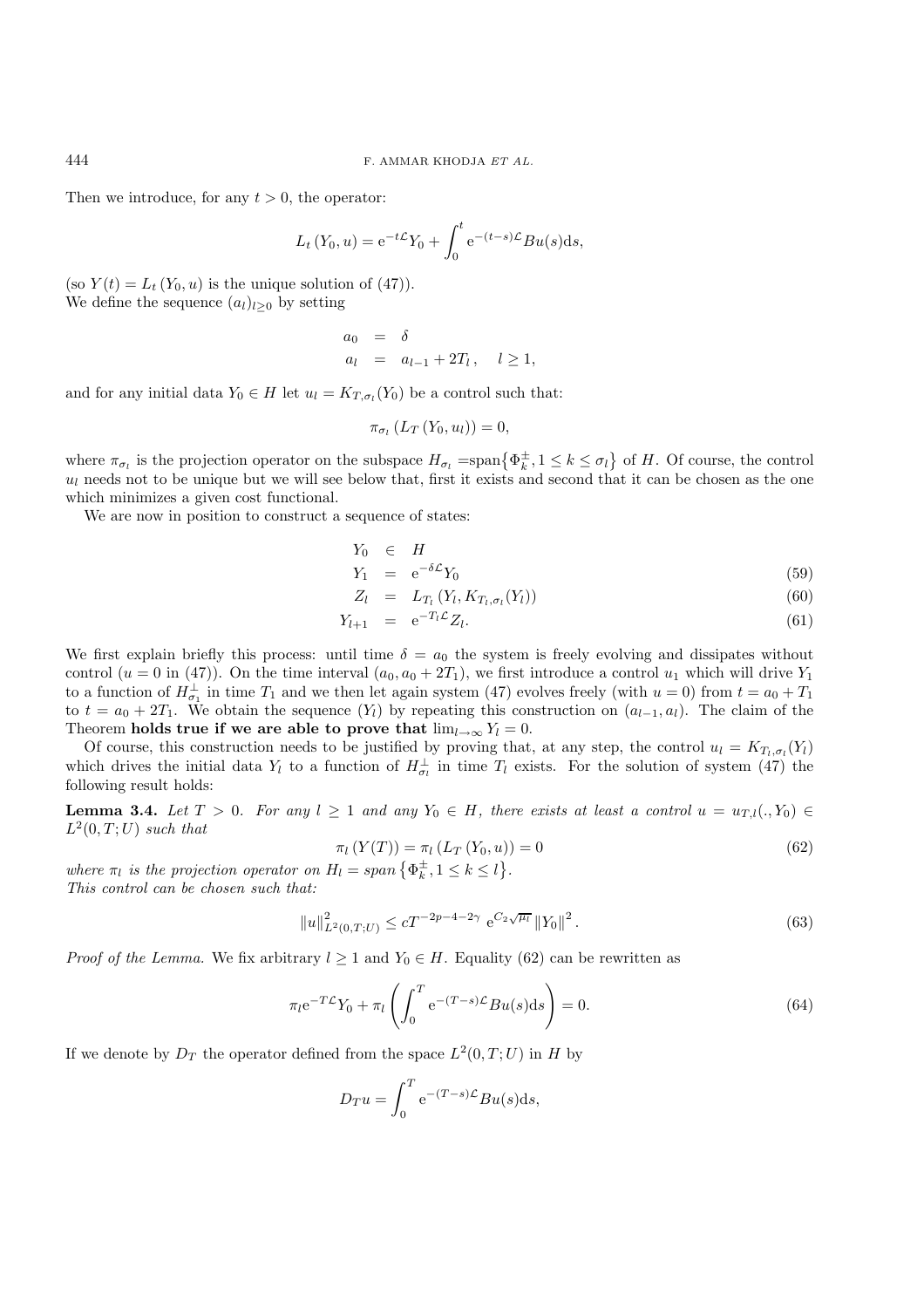Then we introduce, for any $t > 0$, the operator:

$$L_t(Y_0, u) = e^{-t\mathcal{L}}Y_0 + \int_0^t e^{-(t-s)\mathcal{L}}Bu(s)ds,$$

(so $Y(t) = L_t(Y_0, u)$ is the unique solution of (47)).
We define the sequence $(a_l)_{l\geq 0}$ by setting

$$\begin{aligned} a_0 &= \delta \\ a_l &= a_{l-1} + 2T_l, \quad l \geq 1, \end{aligned}$$

and for any initial data $Y_0 \in H$ let $u_l = K_{T,\sigma_l}(Y_0)$ be a control such that:

$$\pi_{\sigma_l}(L_T(Y_0, u_l)) = 0,$$

where $\pi_{\sigma_l}$ is the projection operator on the subspace $H_{\sigma_l} = \text{span}\{\Phi_k^{\pm}, 1 \leq k \leq \sigma_l\}$ of $H$. Of course, the control $u_l$ needs not to be unique but we will see below that, first it exists and second that it can be chosen as the one which minimizes a given cost functional.

We are now in position to construct a sequence of states:

$$\begin{aligned} Y_0 &\in H \\ Y_1 &= e^{-\delta\mathcal{L}}Y_0 \quad (59) \\ Z_l &= L_{T_l}(Y_l, K_{T_l,\sigma_l}(Y_l)) \quad (60) \\ Y_{l+1} &= e^{-T_l\mathcal{L}}Z_l. \quad (61) \end{aligned}$$

We first explain briefly this process: until time $\delta = a_0$ the system is freely evolving and dissipates without control ($u = 0$ in (47)). On the time interval $(a_0, a_0 + 2T_1)$, we first introduce a control $u_1$ which will drive $Y_1$ to a function of $H_{\sigma_1}^{\perp}$ in time $T_1$ and we then let again system (47) evolves freely (with $u = 0$) from $t = a_0 + T_1$ to $t = a_0 + 2T_1$. We obtain the sequence $(Y_l)$ by repeating this construction on $(a_{l-1}, a_l)$. The claim of the Theorem **holds true if we are able to prove that** $\lim_{l\to\infty} Y_l = 0$.

Of course, this construction needs to be justified by proving that, at any step, the control $u_l = K_{T_l,\sigma_l}(Y_l)$ which drives the initial data $Y_l$ to a function of $H_{\sigma_l}^{\perp}$ in time $T_l$ exists. For the solution of system (47) the following result holds:

**Lemma 3.4.** *Let $T > 0$. For any $l \geq 1$ and any $Y_0 \in H$, there exists at least a control $u = u_{T,l}(., Y_0) \in L^2(0, T; U)$ such that*

$$\pi_l(Y(T)) = \pi_l(L_T(Y_0, u)) = 0 \quad (62)$$

*where $\pi_l$ is the projection operator on $H_l = \text{span}\{\Phi_k^{\pm}, 1 \leq k \leq l\}$.*
*This control can be chosen such that:*

$$\|u\|_{L^2(0,T;U)}^2 \leq cT^{-2p-4-2\gamma} e^{C_2\sqrt{\mu_l}} \|Y_0\|^2. \quad (63)$$

*Proof of the Lemma.* We fix arbitrary $l \geq 1$ and $Y_0 \in H$. Equality (62) can be rewritten as

$$\pi_l e^{-T\mathcal{L}}Y_0 + \pi_l\left(\int_0^T e^{-(T-s)\mathcal{L}}Bu(s)ds\right) = 0. \quad (64)$$

If we denote by $D_T$ the operator defined from the space $L^2(0, T; U)$ in $H$ by

$$D_T u = \int_0^T e^{-(T-s)\mathcal{L}}Bu(s)ds,$$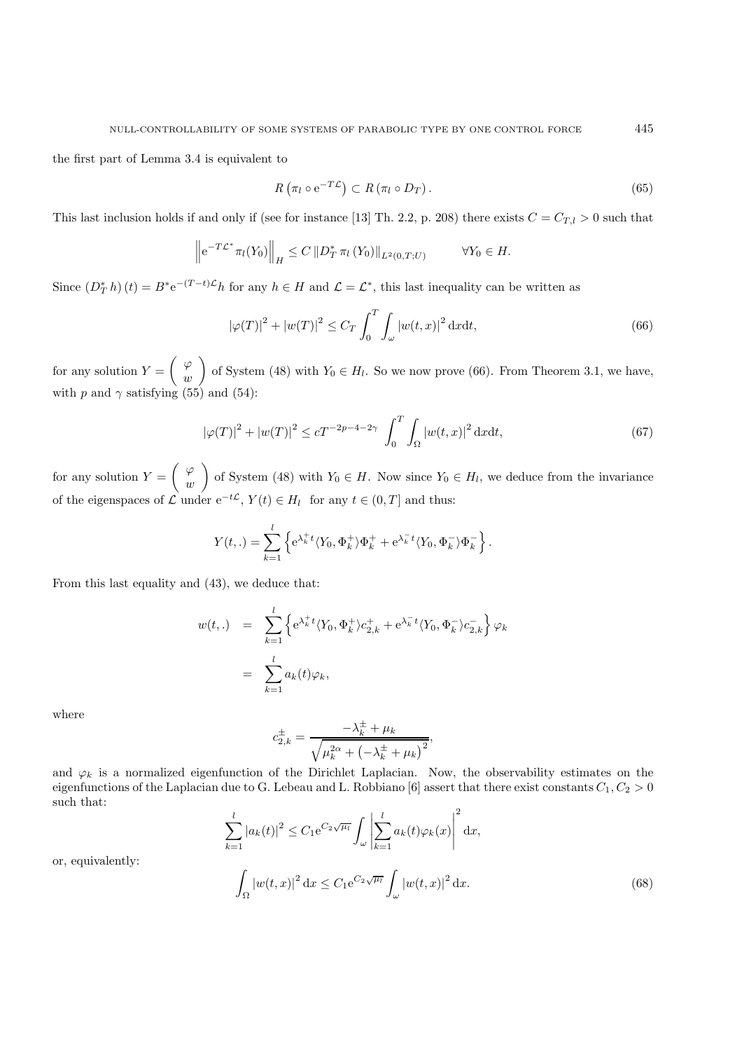the first part of Lemma 3.4 is equivalent to

$$R\left(\pi_l \circ \mathrm{e}^{-T\mathcal{L}}\right) \subset R\left(\pi_l \circ D_T\right). \tag{65}$$

This last inclusion holds if and only if (see for instance [13] Th. 2.2, p. 208) there exists $C = C_{T,l} > 0$ such that

$$\left\|\mathrm{e}^{-T\mathcal{L}^*}\pi_l(Y_0)\right\|_H \leq C\left\|D_T^*\,\pi_l\left(Y_0\right)\right\|_{L^2(0,T;U)} \qquad \forall Y_0 \in H.$$

Since $\left(D_T^*\,h\right)(t) = B^*\mathrm{e}^{-(T-t)\mathcal{L}}h$ for any $h \in H$ and $\mathcal{L} = \mathcal{L}^*$, this last inequality can be written as

$$|\varphi(T)|^2 + |w(T)|^2 \leq C_T \int_0^T \int_\omega |w(t,x)|^2\,\mathrm{d}x\mathrm{d}t, \tag{66}$$

for any solution $Y = \begin{pmatrix} \varphi \\ w \end{pmatrix}$ of System (48) with $Y_0 \in H_l$. So we now prove (66). From Theorem 3.1, we have, with $p$ and $\gamma$ satisfying (55) and (54):

$$|\varphi(T)|^2 + |w(T)|^2 \leq cT^{-2p-4-2\gamma}\int_0^T \int_\Omega |w(t,x)|^2\,\mathrm{d}x\mathrm{d}t, \tag{67}$$

for any solution $Y = \begin{pmatrix} \varphi \\ w \end{pmatrix}$ of System (48) with $Y_0 \in H$. Now since $Y_0 \in H_l$, we deduce from the invariance of the eigenspaces of $\mathcal{L}$ under $\mathrm{e}^{-t\mathcal{L}}$, $Y(t) \in H_l$ for any $t \in (0,T]$ and thus:

$$Y(t,.) = \sum_{k=1}^{l}\left\{\mathrm{e}^{\lambda_k^+ t}\langle Y_0, \Phi_k^+\rangle \Phi_k^+ + \mathrm{e}^{\lambda_k^- t}\langle Y_0, \Phi_k^-\rangle \Phi_k^-\right\}.$$

From this last equality and (43), we deduce that:

$$\begin{aligned} w(t,.) &= \sum_{k=1}^{l}\left\{\mathrm{e}^{\lambda_k^+ t}\langle Y_0, \Phi_k^+\rangle c_{2,k}^+ + \mathrm{e}^{\lambda_k^- t}\langle Y_0, \Phi_k^-\rangle c_{2,k}^-\right\}\varphi_k \\ &= \sum_{k=1}^{l} a_k(t)\varphi_k, \end{aligned}$$

where

$$c_{2,k}^{\pm} = \frac{-\lambda_k^{\pm} + \mu_k}{\sqrt{\mu_k^{2\alpha} + \left(-\lambda_k^{\pm} + \mu_k\right)^2}},$$

and $\varphi_k$ is a normalized eigenfunction of the Dirichlet Laplacian. Now, the observability estimates on the eigenfunctions of the Laplacian due to G. Lebeau and L. Robbiano [6] assert that there exist constants $C_1, C_2 > 0$ such that:

$$\sum_{k=1}^{l}|a_k(t)|^2 \leq C_1\mathrm{e}^{C_2\sqrt{\mu_l}}\int_\omega \left|\sum_{k=1}^{l} a_k(t)\varphi_k(x)\right|^2 \mathrm{d}x,$$

or, equivalently:

$$\int_\Omega |w(t,x)|^2\,\mathrm{d}x \leq C_1\mathrm{e}^{C_2\sqrt{\mu_l}}\int_\omega |w(t,x)|^2\,\mathrm{d}x. \tag{68}$$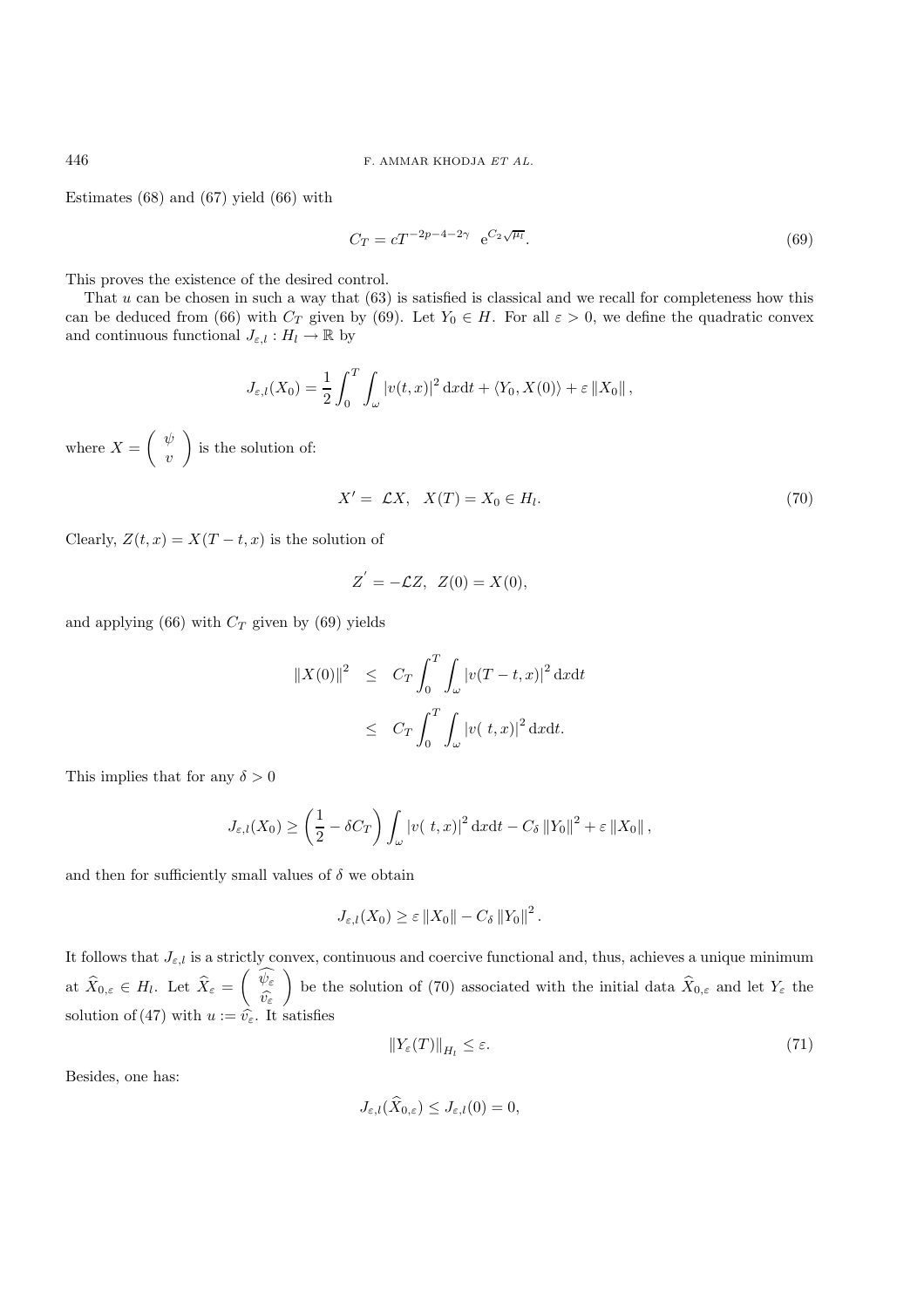Estimates (68) and (67) yield (66) with

$$C_T = cT^{-2p-4-2\gamma} \;\; \mathrm{e}^{C_2\sqrt{\mu_l}}. \tag{69}$$

This proves the existence of the desired control.

That $u$ can be chosen in such a way that (63) is satisfied is classical and we recall for completeness how this can be deduced from (66) with $C_T$ given by (69). Let $Y_0 \in H$. For all $\varepsilon > 0$, we define the quadratic convex and continuous functional $J_{\varepsilon,l} : H_l \to \mathbb{R}$ by

$$J_{\varepsilon,l}(X_0) = \frac{1}{2}\int_0^T \int_\omega |v(t,x)|^2 \,\mathrm{d}x\mathrm{d}t + \langle Y_0, X(0)\rangle + \varepsilon \|X_0\|,$$

where $X = \begin{pmatrix} \psi \\ v \end{pmatrix}$ is the solution of:

$$X' = \mathcal{L}X, \quad X(T) = X_0 \in H_l. \tag{70}$$

Clearly, $Z(t,x) = X(T-t,x)$ is the solution of

$$Z' = -\mathcal{L}Z, \;\; Z(0) = X(0),$$

and applying (66) with $C_T$ given by (69) yields

$$\begin{aligned} \|X(0)\|^2 &\leq C_T \int_0^T \int_\omega |v(T-t,x)|^2 \,\mathrm{d}x\mathrm{d}t \\ &\leq C_T \int_0^T \int_\omega |v(\,t,x)|^2 \,\mathrm{d}x\mathrm{d}t. \end{aligned}$$

This implies that for any $\delta > 0$

$$J_{\varepsilon,l}(X_0) \geq \left(\frac{1}{2} - \delta C_T\right) \int_\omega |v(\,t,x)|^2 \,\mathrm{d}x\mathrm{d}t - C_\delta \|Y_0\|^2 + \varepsilon \|X_0\|,$$

and then for sufficiently small values of $\delta$ we obtain

$$J_{\varepsilon,l}(X_0) \geq \varepsilon \|X_0\| - C_\delta \|Y_0\|^2.$$

It follows that $J_{\varepsilon,l}$ is a strictly convex, continuous and coercive functional and, thus, achieves a unique minimum at $\widehat{X}_{0,\varepsilon} \in H_l$. Let $\widehat{X}_\varepsilon = \begin{pmatrix} \widehat{\psi_\varepsilon} \\ \widehat{v_\varepsilon} \end{pmatrix}$ be the solution of (70) associated with the initial data $\widehat{X}_{0,\varepsilon}$ and let $Y_\varepsilon$ the solution of (47) with $u := \widehat{v_\varepsilon}$. It satisfies

$$\|Y_\varepsilon(T)\|_{H_l} \leq \varepsilon. \tag{71}$$

Besides, one has:

$$J_{\varepsilon,l}(\widehat{X}_{0,\varepsilon}) \leq J_{\varepsilon,l}(0) = 0,$$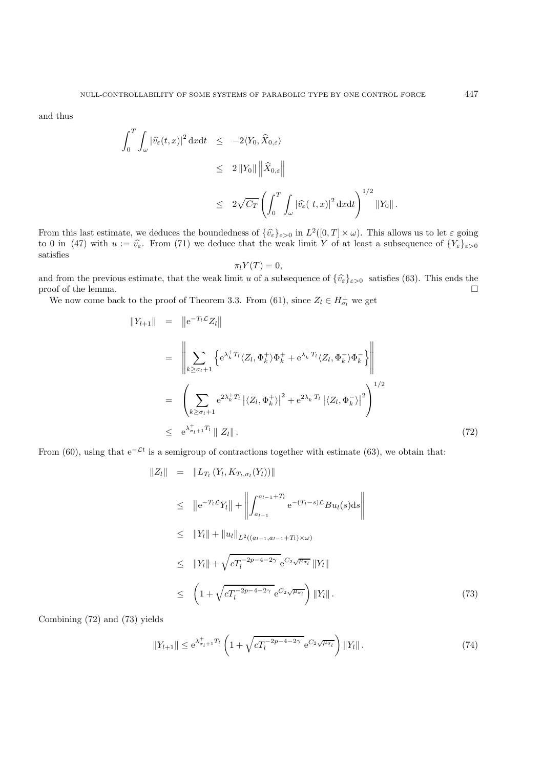and thus

$$
\begin{aligned}
\int_0^T \int_\omega |\widehat{v}_\varepsilon(t,x)|^2 \,\mathrm{d}x\mathrm{d}t &\leq -2\langle Y_0, \widehat{X}_{0,\varepsilon}\rangle \\
&\leq 2\,\|Y_0\| \left\|\widehat{X}_{0,\varepsilon}\right\| \\
&\leq 2\sqrt{C_T}\left(\int_0^T \int_\omega |\widehat{v}_\varepsilon(\,t,x)|^2 \,\mathrm{d}x\mathrm{d}t\right)^{1/2} \|Y_0\|.
\end{aligned}
$$

From this last estimate, we deduces the boundedness of $\{\widehat{v}_\varepsilon\}_{\varepsilon>0}$ in $L^2([0,T]\times\omega)$. This allows us to let $\varepsilon$ going to 0 in (47) with $u := \widehat{v}_\varepsilon$. From (71) we deduce that the weak limit $Y$ of at least a subsequence of $\{Y_\varepsilon\}_{\varepsilon>0}$ satisfies

$$
\pi_l Y(T) = 0,
$$

and from the previous estimate, that the weak limit $u$ of a subsequence of $\{\widehat{v}_\varepsilon\}_{\varepsilon>0}$ satisfies (63). This ends the proof of the lemma. $\square$

We now come back to the proof of Theorem 3.3. From (61), since $Z_l \in H_{\sigma_l}^\perp$ we get

$$
\begin{aligned}
\|Y_{l+1}\| &= \left\|\mathrm{e}^{-T_l\mathcal{L}} Z_l\right\| \\
&= \left\|\sum_{k\geq\sigma_l+1}\left\{\mathrm{e}^{\lambda_k^+ T_l}\langle Z_l,\Phi_k^+\rangle\Phi_k^+ + \mathrm{e}^{\lambda_k^- T_l}\langle Z_l,\Phi_k^-\rangle\Phi_k^-\right\}\right\| \\
&= \left(\sum_{k\geq\sigma_l+1}\mathrm{e}^{2\lambda_k^+ T_l}\left|\langle Z_l,\Phi_k^+\rangle\right|^2 + \mathrm{e}^{2\lambda_k^- T_l}\left|\langle Z_l,\Phi_k^-\rangle\right|^2\right)^{1/2} \\
&\leq \mathrm{e}^{\lambda_{\sigma_l+1}^+ T_l}\,\|\,Z_l\|\,.
\end{aligned} \tag{72}
$$

From (60), using that $\mathrm{e}^{-\mathcal{L}t}$ is a semigroup of contractions together with estimate (63), we obtain that:

$$
\begin{aligned}
\|Z_l\| &= \|L_{T_l}\left(Y_l, K_{T_l,\sigma_l}(Y_l)\right)\| \\
&\leq \left\|\mathrm{e}^{-T_l\mathcal{L}}Y_l\right\| + \left\|\int_{a_{l-1}}^{a_{l-1}+T_l}\mathrm{e}^{-(T_l-s)\mathcal{L}}Bu_l(s)\mathrm{d}s\right\| \\
&\leq \|Y_l\| + \|u_l\|_{L^2((a_{l-1},a_{l-1}+T_l)\times\omega)} \\
&\leq \|Y_l\| + \sqrt{cT_l^{-2p-4-2\gamma}}\,\mathrm{e}^{C_2\sqrt{\mu_{\sigma_l}}}\,\|Y_l\| \\
&\leq \left(1+\sqrt{cT_l^{-2p-4-2\gamma}}\,\mathrm{e}^{C_2\sqrt{\mu_{\sigma_l}}}\right)\|Y_l\|\,.
\end{aligned} \tag{73}
$$

Combining (72) and (73) yields

$$
\|Y_{l+1}\| \leq \mathrm{e}^{\lambda_{\sigma_l+1}^+ T_l}\left(1+\sqrt{cT_l^{-2p-4-2\gamma}}\,\mathrm{e}^{C_2\sqrt{\mu_{\sigma_l}}}\right)\|Y_l\|\,. \tag{74}
$$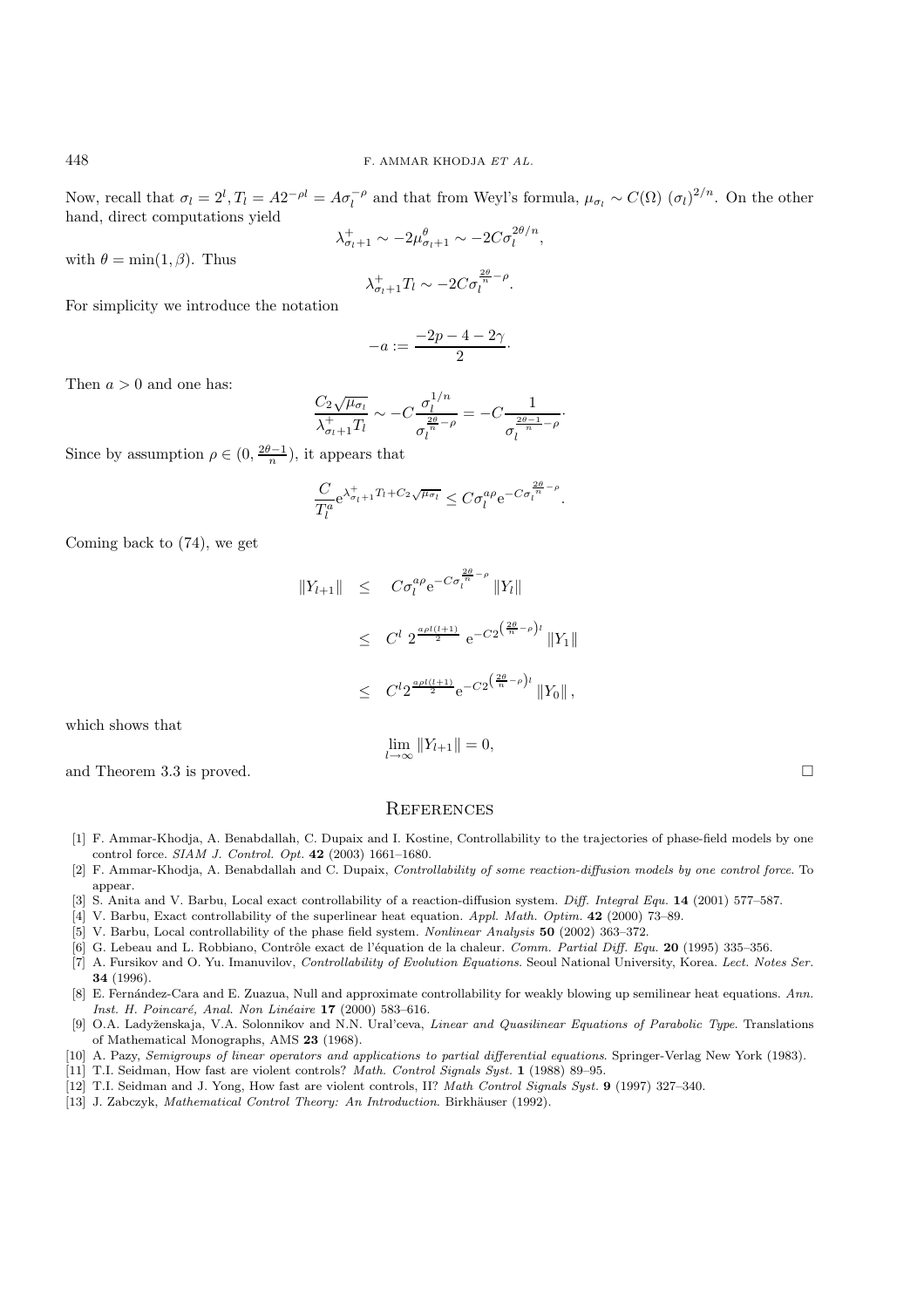Now, recall that $\sigma_l = 2^l, T_l = A2^{-\rho l} = A\sigma_l^{-\rho}$ and that from Weyl's formula, $\mu_{\sigma_l} \sim C(\Omega)\ (\sigma_l)^{2/n}$. On the other hand, direct computations yield

$$\lambda^+_{\sigma_l+1} \sim -2\mu^\theta_{\sigma_l+1} \sim -2C\sigma_l^{2\theta/n},$$

with $\theta = \min(1, \beta)$. Thus

$$\lambda^+_{\sigma_l+1} T_l \sim -2C\sigma_l^{\frac{2\theta}{n}-\rho}.$$

For simplicity we introduce the notation

$$-a := \frac{-2p - 4 - 2\gamma}{2}\cdot$$

Then $a > 0$ and one has:

$$\frac{C_2\sqrt{\mu_{\sigma_l}}}{\lambda^+_{\sigma_l+1}T_l} \sim -C\frac{\sigma_l^{1/n}}{\sigma_l^{\frac{2\theta}{n}-\rho}} = -C\frac{1}{\sigma_l^{\frac{2\theta-1}{n}-\rho}}\cdot$$

Since by assumption $\rho \in (0, \frac{2\theta-1}{n})$, it appears that

$$\frac{C}{T_l^a}\mathrm{e}^{\lambda^+_{\sigma_l+1}T_l + C_2\sqrt{\mu_{\sigma_l}}} \leq C\sigma_l^{a\rho}\mathrm{e}^{-C\sigma_l^{\frac{2\theta}{n}-\rho}}.$$

Coming back to (74), we get

$$\begin{aligned}
\|Y_{l+1}\| &\leq C\sigma_l^{a\rho}\mathrm{e}^{-C\sigma_l^{\frac{2\theta}{n}-\rho}}\|Y_l\| \\
&\leq C^l\ 2^{\frac{a\rho l(l+1)}{2}}\ \mathrm{e}^{-C2^{\left(\frac{2\theta}{n}-\rho\right)l}}\|Y_1\| \\
&\leq C^l 2^{\frac{a\rho l(l+1)}{2}}\mathrm{e}^{-C2^{\left(\frac{2\theta}{n}-\rho\right)l}}\|Y_0\|,
\end{aligned}$$

which shows that

$$\lim_{l\to\infty}\|Y_{l+1}\| = 0,$$

and Theorem 3.3 is proved. □

## References

[1] F. Ammar-Khodja, A. Benabdallah, C. Dupaix and I. Kostine, Controllability to the trajectories of phase-field models by one control force. *SIAM J. Control. Opt.* **42** (2003) 1661–1680.

[2] F. Ammar-Khodja, A. Benabdallah and C. Dupaix, *Controllability of some reaction-diffusion models by one control force*. To appear.

[3] S. Anita and V. Barbu, Local exact controllability of a reaction-diffusion system. *Diff. Integral Equ.* **14** (2001) 577–587.

[4] V. Barbu, Exact controllability of the superlinear heat equation. *Appl. Math. Optim.* **42** (2000) 73–89.

[5] V. Barbu, Local controllability of the phase field system. *Nonlinear Analysis* **50** (2002) 363–372.

[6] G. Lebeau and L. Robbiano, Contrôle exact de l'équation de la chaleur. *Comm. Partial Diff. Equ.* **20** (1995) 335–356.

[7] A. Fursikov and O. Yu. Imanuvilov, *Controllability of Evolution Equations*. Seoul National University, Korea. *Lect. Notes Ser.* **34** (1996).

[8] E. Fernández-Cara and E. Zuazua, Null and approximate controllability for weakly blowing up semilinear heat equations. *Ann. Inst. H. Poincaré, Anal. Non Linéaire* **17** (2000) 583–616.

[9] O.A. Ladyženskaja, V.A. Solonnikov and N.N. Ural'ceva, *Linear and Quasilinear Equations of Parabolic Type*. Translations of Mathematical Monographs, AMS **23** (1968).

[10] A. Pazy, *Semigroups of linear operators and applications to partial differential equations*. Springer-Verlag New York (1983).

[11] T.I. Seidman, How fast are violent controls? *Math. Control Signals Syst.* **1** (1988) 89–95.

[12] T.I. Seidman and J. Yong, How fast are violent controls, II? *Math Control Signals Syst.* **9** (1997) 327–340.

[13] J. Zabczyk, *Mathematical Control Theory: An Introduction*. Birkhäuser (1992).